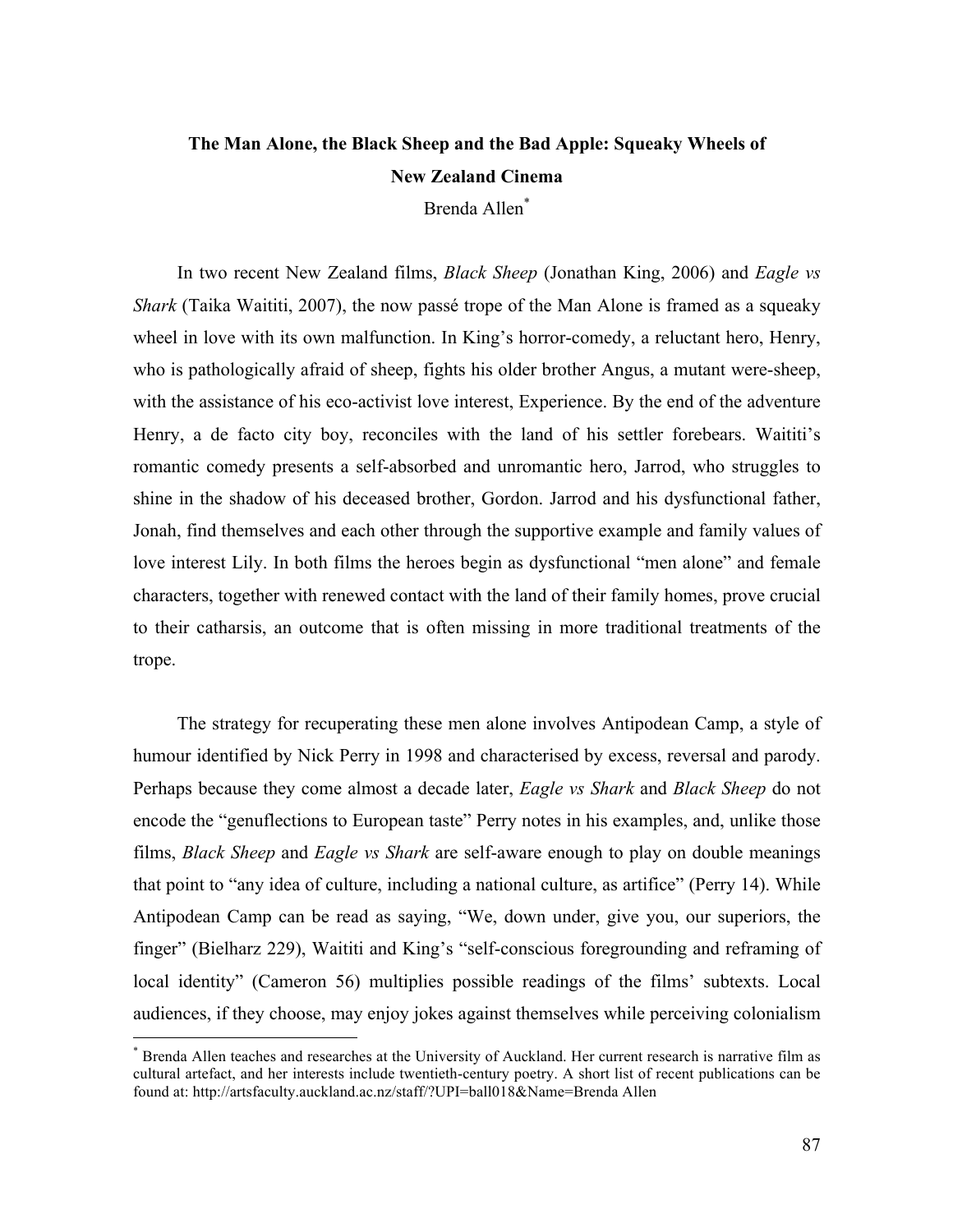# The Man Alone, the Black Sheep and the Bad Apple: Squeaky Wheels of New Zealand Cinema

Brenda Allen[*]

In two recent New Zealand films, *Black Sheep* (Jonathan King, 2006) and *Eagle vs Shark* (Taika Waititi, 2007), the now passé trope of the Man Alone is framed as a squeaky wheel in love with its own malfunction. In King's horror-comedy, a reluctant hero, Henry, who is pathologically afraid of sheep, fights his older brother Angus, a mutant were-sheep, with the assistance of his eco-activist love interest, Experience. By the end of the adventure Henry, a de facto city boy, reconciles with the land of his settler forebears. Waititi's romantic comedy presents a self-absorbed and unromantic hero, Jarrod, who struggles to shine in the shadow of his deceased brother, Gordon. Jarrod and his dysfunctional father, Jonah, find themselves and each other through the supportive example and family values of love interest Lily. In both films the heroes begin as dysfunctional "men alone" and female characters, together with renewed contact with the land of their family homes, prove crucial to their catharsis, an outcome that is often missing in more traditional treatments of the trope.

The strategy for recuperating these men alone involves Antipodean Camp, a style of humour identified by Nick Perry in 1998 and characterised by excess, reversal and parody. Perhaps because they come almost a decade later, *Eagle vs Shark* and *Black Sheep* do not encode the "genuflections to European taste" Perry notes in his examples, and, unlike those films, *Black Sheep* and *Eagle vs Shark* are self-aware enough to play on double meanings that point to "any idea of culture, including a national culture, as artifice" (Perry 14). While Antipodean Camp can be read as saying, "We, down under, give you, our superiors, the finger" (Bielharz 229), Waititi and King's "self-conscious foregrounding and reframing of local identity" (Cameron 56) multiplies possible readings of the films' subtexts. Local audiences, if they choose, may enjoy jokes against themselves while perceiving colonialism

---

[*] Brenda Allen teaches and researches at the University of Auckland. Her current research is narrative film as cultural artefact, and her interests include twentieth-century poetry. A short list of recent publications can be found at: http://artsfaculty.auckland.ac.nz/staff/?UPI=ball018&Name=Brenda Allen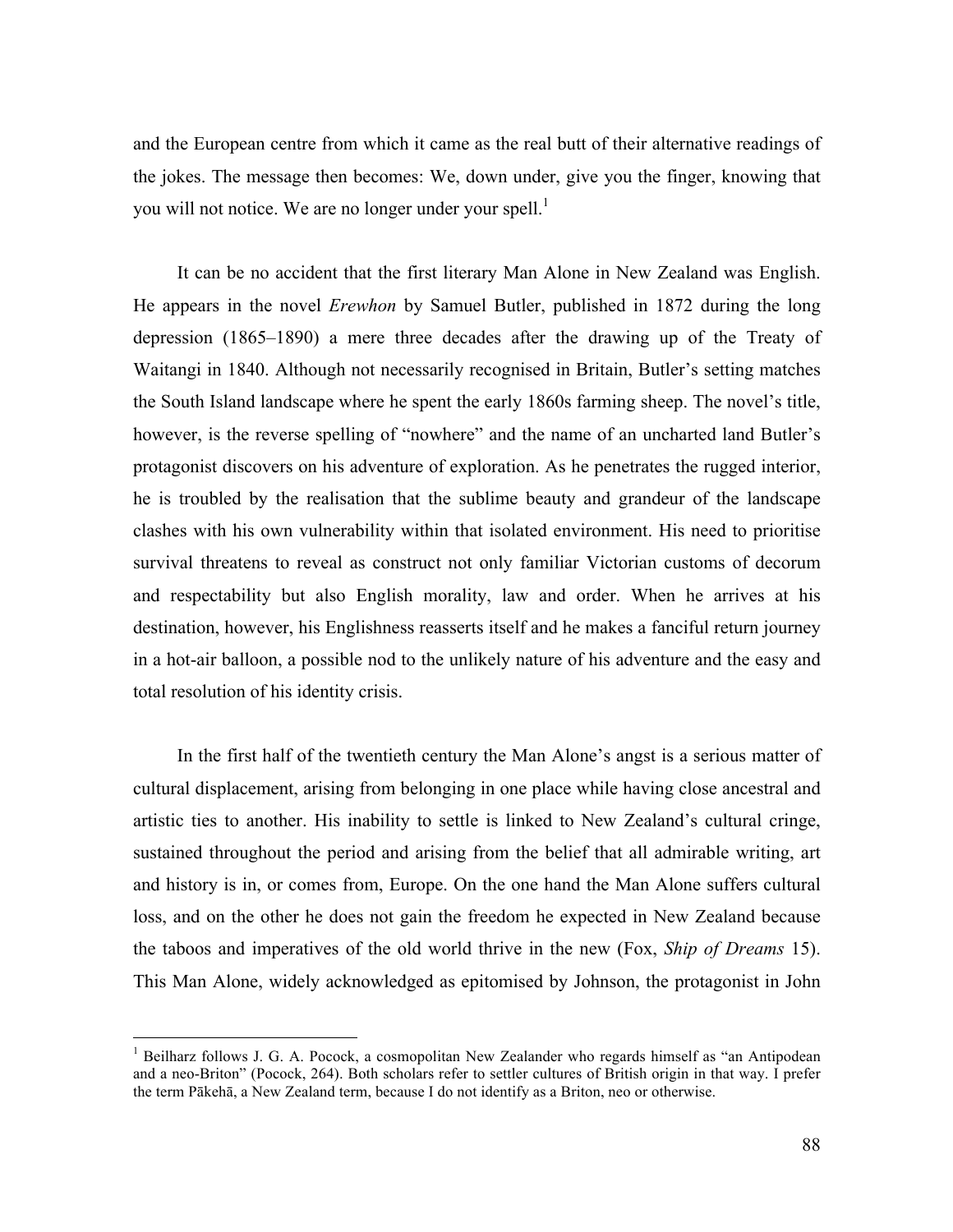and the European centre from which it came as the real butt of their alternative readings of the jokes. The message then becomes: We, down under, give you the finger, knowing that you will not notice. We are no longer under your spell.[1]

It can be no accident that the first literary Man Alone in New Zealand was English. He appears in the novel *Erewhon* by Samuel Butler, published in 1872 during the long depression (1865–1890) a mere three decades after the drawing up of the Treaty of Waitangi in 1840. Although not necessarily recognised in Britain, Butler's setting matches the South Island landscape where he spent the early 1860s farming sheep. The novel's title, however, is the reverse spelling of "nowhere" and the name of an uncharted land Butler's protagonist discovers on his adventure of exploration. As he penetrates the rugged interior, he is troubled by the realisation that the sublime beauty and grandeur of the landscape clashes with his own vulnerability within that isolated environment. His need to prioritise survival threatens to reveal as construct not only familiar Victorian customs of decorum and respectability but also English morality, law and order. When he arrives at his destination, however, his Englishness reasserts itself and he makes a fanciful return journey in a hot-air balloon, a possible nod to the unlikely nature of his adventure and the easy and total resolution of his identity crisis.

In the first half of the twentieth century the Man Alone's angst is a serious matter of cultural displacement, arising from belonging in one place while having close ancestral and artistic ties to another. His inability to settle is linked to New Zealand's cultural cringe, sustained throughout the period and arising from the belief that all admirable writing, art and history is in, or comes from, Europe. On the one hand the Man Alone suffers cultural loss, and on the other he does not gain the freedom he expected in New Zealand because the taboos and imperatives of the old world thrive in the new (Fox, *Ship of Dreams* 15). This Man Alone, widely acknowledged as epitomised by Johnson, the protagonist in John

---

[1] Beilharz follows J. G. A. Pocock, a cosmopolitan New Zealander who regards himself as "an Antipodean and a neo-Briton" (Pocock, 264). Both scholars refer to settler cultures of British origin in that way. I prefer the term Pākehā, a New Zealand term, because I do not identify as a Briton, neo or otherwise.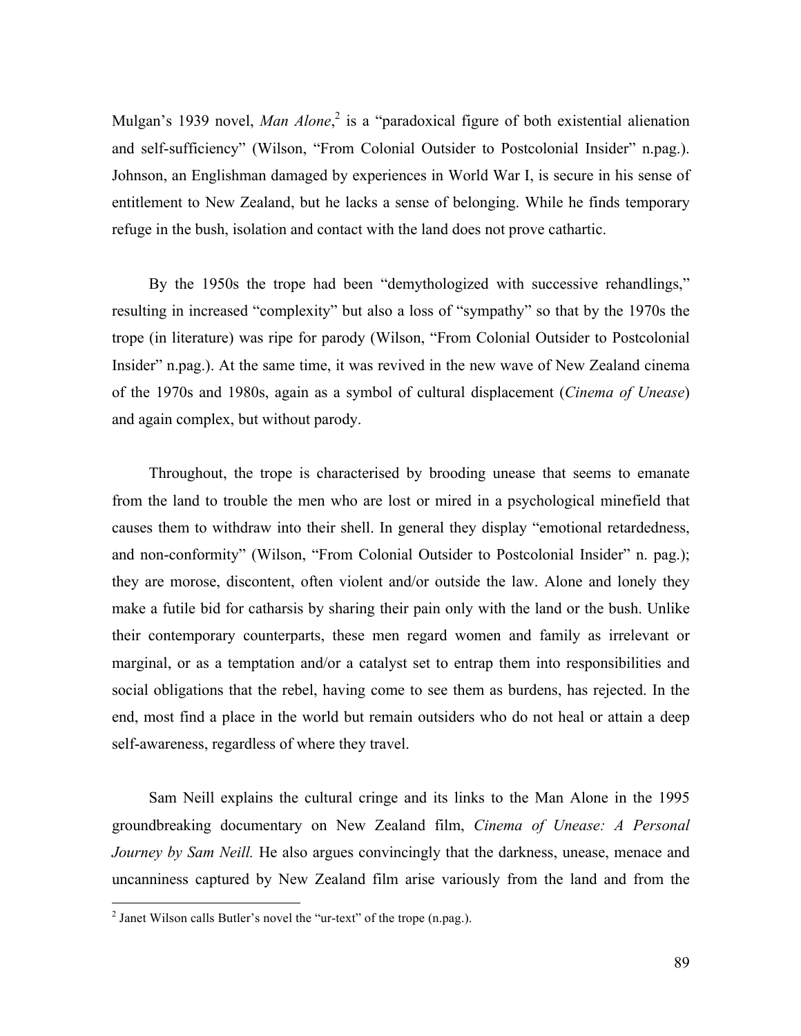Mulgan's 1939 novel, *Man Alone*,[2] is a "paradoxical figure of both existential alienation and self-sufficiency" (Wilson, "From Colonial Outsider to Postcolonial Insider" n.pag.). Johnson, an Englishman damaged by experiences in World War I, is secure in his sense of entitlement to New Zealand, but he lacks a sense of belonging. While he finds temporary refuge in the bush, isolation and contact with the land does not prove cathartic.

By the 1950s the trope had been "demythologized with successive rehandlings," resulting in increased "complexity" but also a loss of "sympathy" so that by the 1970s the trope (in literature) was ripe for parody (Wilson, "From Colonial Outsider to Postcolonial Insider" n.pag.). At the same time, it was revived in the new wave of New Zealand cinema of the 1970s and 1980s, again as a symbol of cultural displacement (*Cinema of Unease*) and again complex, but without parody.

Throughout, the trope is characterised by brooding unease that seems to emanate from the land to trouble the men who are lost or mired in a psychological minefield that causes them to withdraw into their shell. In general they display "emotional retardedness, and non-conformity" (Wilson, "From Colonial Outsider to Postcolonial Insider" n. pag.); they are morose, discontent, often violent and/or outside the law. Alone and lonely they make a futile bid for catharsis by sharing their pain only with the land or the bush. Unlike their contemporary counterparts, these men regard women and family as irrelevant or marginal, or as a temptation and/or a catalyst set to entrap them into responsibilities and social obligations that the rebel, having come to see them as burdens, has rejected. In the end, most find a place in the world but remain outsiders who do not heal or attain a deep self-awareness, regardless of where they travel.

Sam Neill explains the cultural cringe and its links to the Man Alone in the 1995 groundbreaking documentary on New Zealand film, *Cinema of Unease: A Personal Journey by Sam Neill.* He also argues convincingly that the darkness, unease, menace and uncanniness captured by New Zealand film arise variously from the land and from the

[2] Janet Wilson calls Butler's novel the "ur-text" of the trope (n.pag.).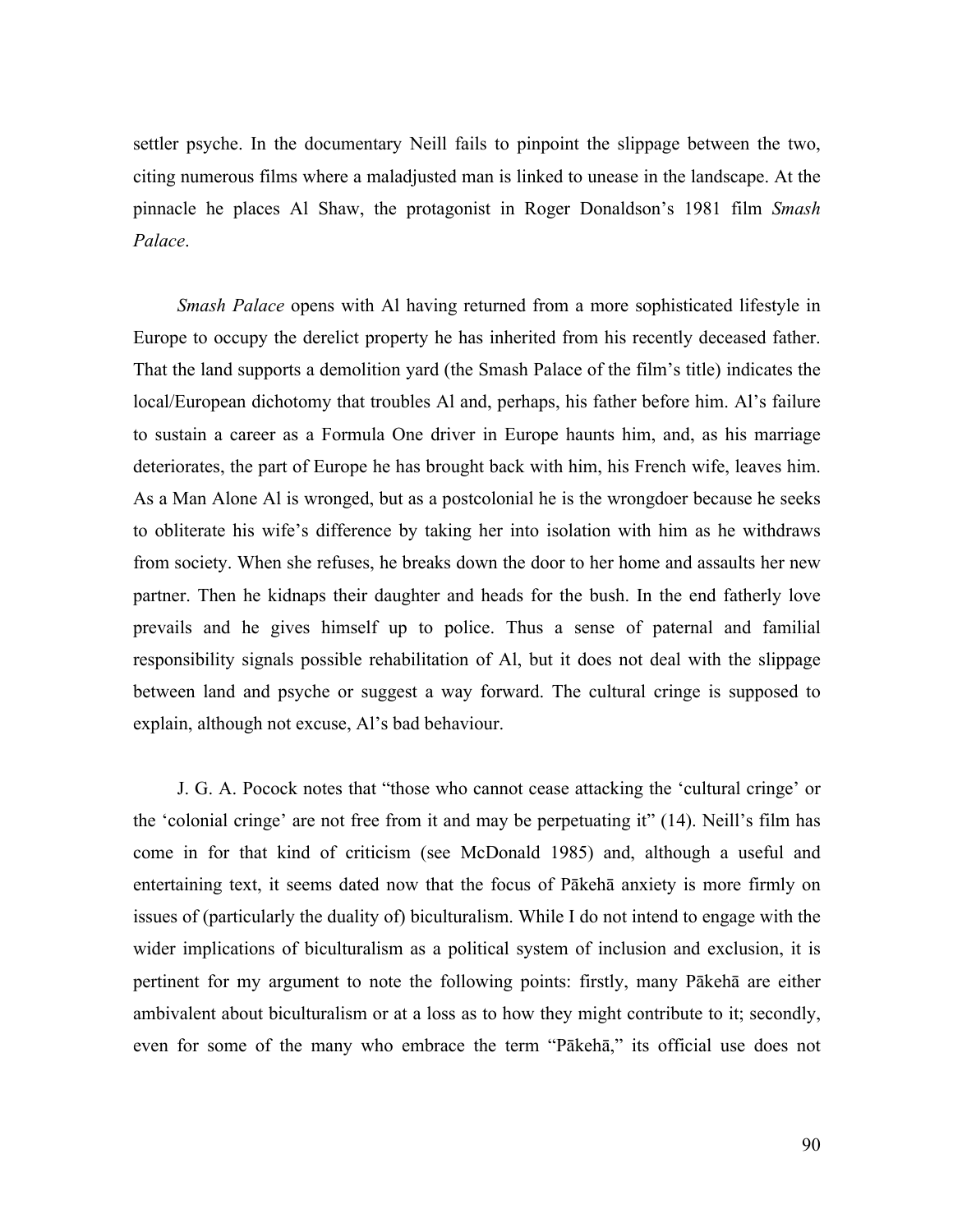settler psyche. In the documentary Neill fails to pinpoint the slippage between the two, citing numerous films where a maladjusted man is linked to unease in the landscape. At the pinnacle he places Al Shaw, the protagonist in Roger Donaldson's 1981 film *Smash Palace*.

*Smash Palace* opens with Al having returned from a more sophisticated lifestyle in Europe to occupy the derelict property he has inherited from his recently deceased father. That the land supports a demolition yard (the Smash Palace of the film's title) indicates the local/European dichotomy that troubles Al and, perhaps, his father before him. Al's failure to sustain a career as a Formula One driver in Europe haunts him, and, as his marriage deteriorates, the part of Europe he has brought back with him, his French wife, leaves him. As a Man Alone Al is wronged, but as a postcolonial he is the wrongdoer because he seeks to obliterate his wife's difference by taking her into isolation with him as he withdraws from society. When she refuses, he breaks down the door to her home and assaults her new partner. Then he kidnaps their daughter and heads for the bush. In the end fatherly love prevails and he gives himself up to police. Thus a sense of paternal and familial responsibility signals possible rehabilitation of Al, but it does not deal with the slippage between land and psyche or suggest a way forward. The cultural cringe is supposed to explain, although not excuse, Al's bad behaviour.

J. G. A. Pocock notes that "those who cannot cease attacking the 'cultural cringe' or the 'colonial cringe' are not free from it and may be perpetuating it" (14). Neill's film has come in for that kind of criticism (see McDonald 1985) and, although a useful and entertaining text, it seems dated now that the focus of Pākehā anxiety is more firmly on issues of (particularly the duality of) biculturalism. While I do not intend to engage with the wider implications of biculturalism as a political system of inclusion and exclusion, it is pertinent for my argument to note the following points: firstly, many Pākehā are either ambivalent about biculturalism or at a loss as to how they might contribute to it; secondly, even for some of the many who embrace the term "Pākehā," its official use does not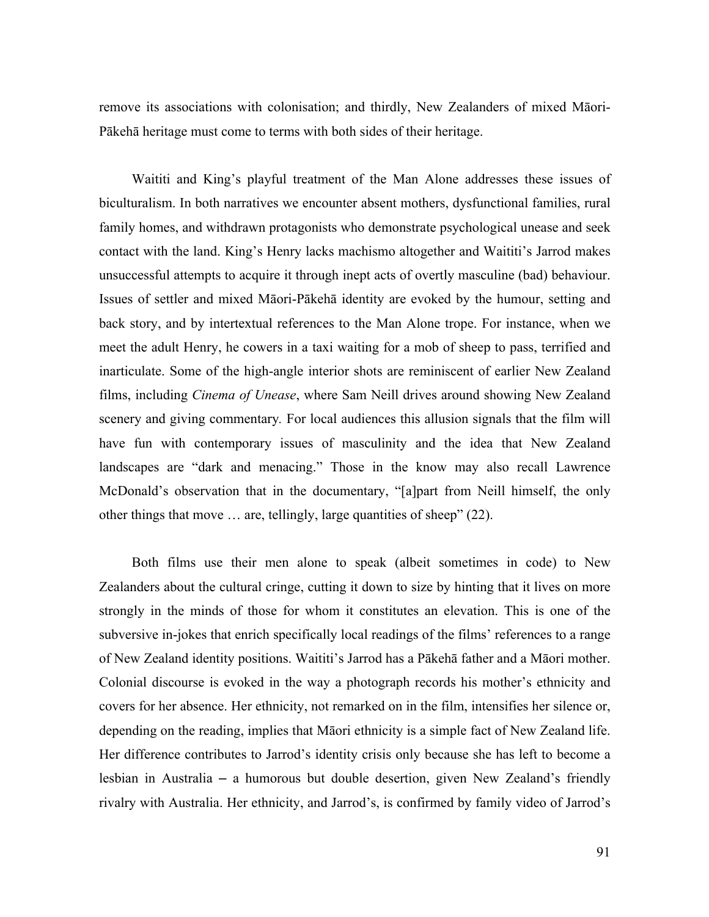remove its associations with colonisation; and thirdly, New Zealanders of mixed Māori-Pākehā heritage must come to terms with both sides of their heritage.

Waititi and King's playful treatment of the Man Alone addresses these issues of biculturalism. In both narratives we encounter absent mothers, dysfunctional families, rural family homes, and withdrawn protagonists who demonstrate psychological unease and seek contact with the land. King's Henry lacks machismo altogether and Waititi's Jarrod makes unsuccessful attempts to acquire it through inept acts of overtly masculine (bad) behaviour. Issues of settler and mixed Māori-Pākehā identity are evoked by the humour, setting and back story, and by intertextual references to the Man Alone trope. For instance, when we meet the adult Henry, he cowers in a taxi waiting for a mob of sheep to pass, terrified and inarticulate. Some of the high-angle interior shots are reminiscent of earlier New Zealand films, including *Cinema of Unease*, where Sam Neill drives around showing New Zealand scenery and giving commentary. For local audiences this allusion signals that the film will have fun with contemporary issues of masculinity and the idea that New Zealand landscapes are "dark and menacing." Those in the know may also recall Lawrence McDonald's observation that in the documentary, "[a]part from Neill himself, the only other things that move … are, tellingly, large quantities of sheep" (22).

Both films use their men alone to speak (albeit sometimes in code) to New Zealanders about the cultural cringe, cutting it down to size by hinting that it lives on more strongly in the minds of those for whom it constitutes an elevation. This is one of the subversive in-jokes that enrich specifically local readings of the films' references to a range of New Zealand identity positions. Waititi's Jarrod has a Pākehā father and a Māori mother. Colonial discourse is evoked in the way a photograph records his mother's ethnicity and covers for her absence. Her ethnicity, not remarked on in the film, intensifies her silence or, depending on the reading, implies that Māori ethnicity is a simple fact of New Zealand life. Her difference contributes to Jarrod's identity crisis only because she has left to become a lesbian in Australia – a humorous but double desertion, given New Zealand's friendly rivalry with Australia. Her ethnicity, and Jarrod's, is confirmed by family video of Jarrod's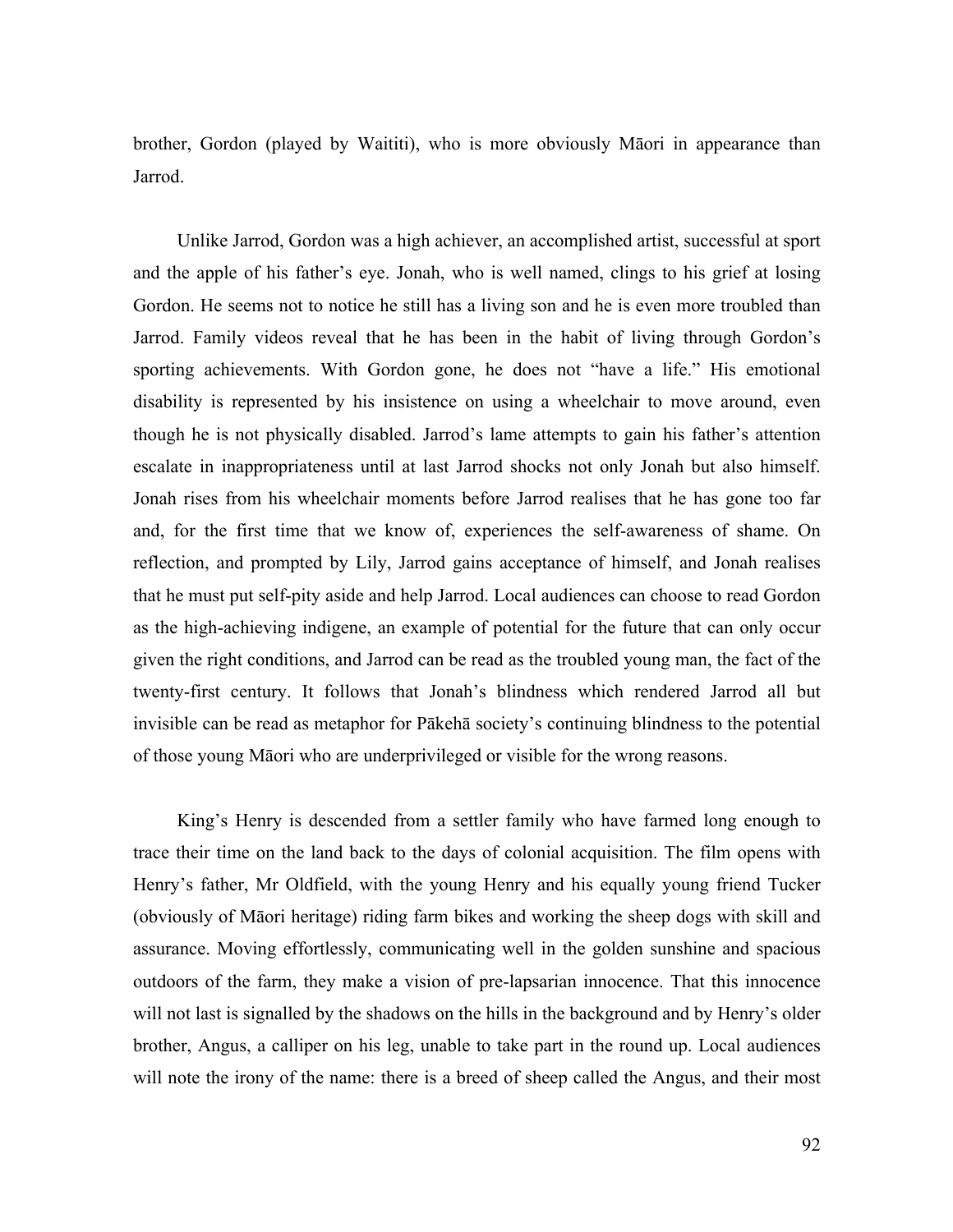brother, Gordon (played by Waititi), who is more obviously Māori in appearance than Jarrod.

Unlike Jarrod, Gordon was a high achiever, an accomplished artist, successful at sport and the apple of his father's eye. Jonah, who is well named, clings to his grief at losing Gordon. He seems not to notice he still has a living son and he is even more troubled than Jarrod. Family videos reveal that he has been in the habit of living through Gordon's sporting achievements. With Gordon gone, he does not "have a life." His emotional disability is represented by his insistence on using a wheelchair to move around, even though he is not physically disabled. Jarrod's lame attempts to gain his father's attention escalate in inappropriateness until at last Jarrod shocks not only Jonah but also himself. Jonah rises from his wheelchair moments before Jarrod realises that he has gone too far and, for the first time that we know of, experiences the self-awareness of shame. On reflection, and prompted by Lily, Jarrod gains acceptance of himself, and Jonah realises that he must put self-pity aside and help Jarrod. Local audiences can choose to read Gordon as the high-achieving indigene, an example of potential for the future that can only occur given the right conditions, and Jarrod can be read as the troubled young man, the fact of the twenty-first century. It follows that Jonah's blindness which rendered Jarrod all but invisible can be read as metaphor for Pākehā society's continuing blindness to the potential of those young Māori who are underprivileged or visible for the wrong reasons.

King's Henry is descended from a settler family who have farmed long enough to trace their time on the land back to the days of colonial acquisition. The film opens with Henry's father, Mr Oldfield, with the young Henry and his equally young friend Tucker (obviously of Māori heritage) riding farm bikes and working the sheep dogs with skill and assurance. Moving effortlessly, communicating well in the golden sunshine and spacious outdoors of the farm, they make a vision of pre-lapsarian innocence. That this innocence will not last is signalled by the shadows on the hills in the background and by Henry's older brother, Angus, a calliper on his leg, unable to take part in the round up. Local audiences will note the irony of the name: there is a breed of sheep called the Angus, and their most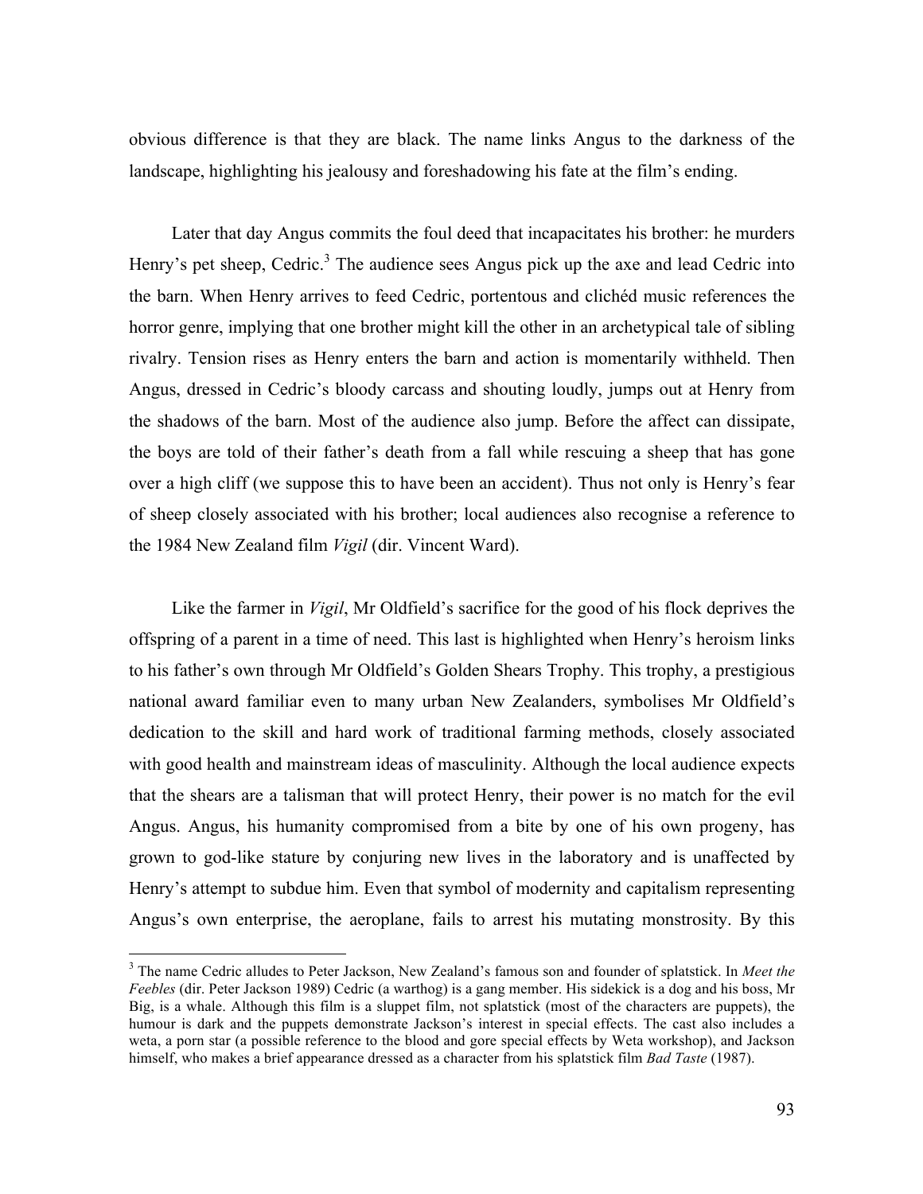obvious difference is that they are black. The name links Angus to the darkness of the landscape, highlighting his jealousy and foreshadowing his fate at the film's ending.

Later that day Angus commits the foul deed that incapacitates his brother: he murders Henry's pet sheep, Cedric.[3] The audience sees Angus pick up the axe and lead Cedric into the barn. When Henry arrives to feed Cedric, portentous and clichéd music references the horror genre, implying that one brother might kill the other in an archetypical tale of sibling rivalry. Tension rises as Henry enters the barn and action is momentarily withheld. Then Angus, dressed in Cedric's bloody carcass and shouting loudly, jumps out at Henry from the shadows of the barn. Most of the audience also jump. Before the affect can dissipate, the boys are told of their father's death from a fall while rescuing a sheep that has gone over a high cliff (we suppose this to have been an accident). Thus not only is Henry's fear of sheep closely associated with his brother; local audiences also recognise a reference to the 1984 New Zealand film *Vigil* (dir. Vincent Ward).

Like the farmer in *Vigil*, Mr Oldfield's sacrifice for the good of his flock deprives the offspring of a parent in a time of need. This last is highlighted when Henry's heroism links to his father's own through Mr Oldfield's Golden Shears Trophy. This trophy, a prestigious national award familiar even to many urban New Zealanders, symbolises Mr Oldfield's dedication to the skill and hard work of traditional farming methods, closely associated with good health and mainstream ideas of masculinity. Although the local audience expects that the shears are a talisman that will protect Henry, their power is no match for the evil Angus. Angus, his humanity compromised from a bite by one of his own progeny, has grown to god-like stature by conjuring new lives in the laboratory and is unaffected by Henry's attempt to subdue him. Even that symbol of modernity and capitalism representing Angus's own enterprise, the aeroplane, fails to arrest his mutating monstrosity. By this

[3] The name Cedric alludes to Peter Jackson, New Zealand's famous son and founder of splatstick. In *Meet the Feebles* (dir. Peter Jackson 1989) Cedric (a warthog) is a gang member. His sidekick is a dog and his boss, Mr Big, is a whale. Although this film is a sluppet film, not splatstick (most of the characters are puppets), the humour is dark and the puppets demonstrate Jackson's interest in special effects. The cast also includes a weta, a porn star (a possible reference to the blood and gore special effects by Weta workshop), and Jackson himself, who makes a brief appearance dressed as a character from his splatstick film *Bad Taste* (1987).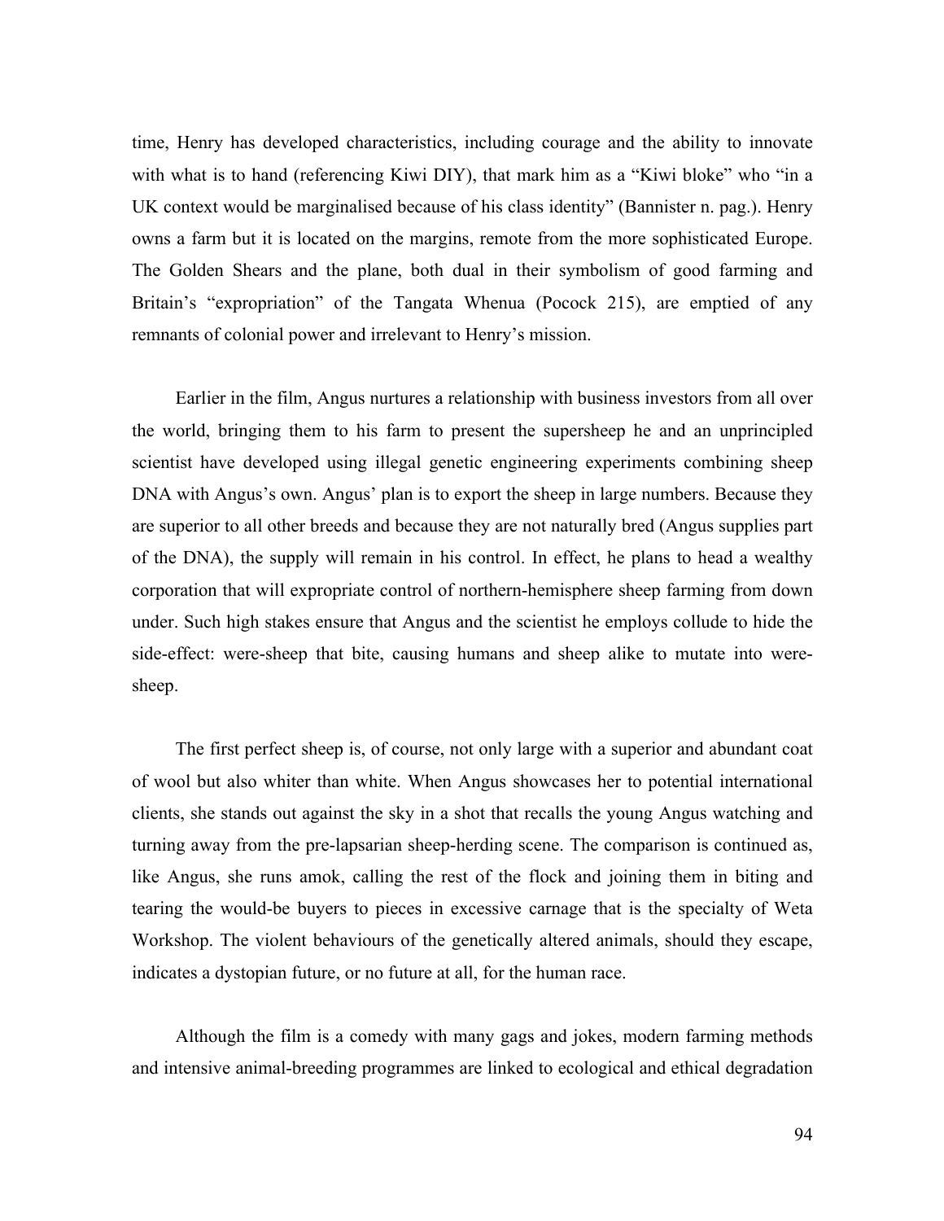time, Henry has developed characteristics, including courage and the ability to innovate with what is to hand (referencing Kiwi DIY), that mark him as a "Kiwi bloke" who "in a UK context would be marginalised because of his class identity" (Bannister n. pag.). Henry owns a farm but it is located on the margins, remote from the more sophisticated Europe. The Golden Shears and the plane, both dual in their symbolism of good farming and Britain's "expropriation" of the Tangata Whenua (Pocock 215), are emptied of any remnants of colonial power and irrelevant to Henry's mission.

Earlier in the film, Angus nurtures a relationship with business investors from all over the world, bringing them to his farm to present the supersheep he and an unprincipled scientist have developed using illegal genetic engineering experiments combining sheep DNA with Angus's own. Angus' plan is to export the sheep in large numbers. Because they are superior to all other breeds and because they are not naturally bred (Angus supplies part of the DNA), the supply will remain in his control. In effect, he plans to head a wealthy corporation that will expropriate control of northern-hemisphere sheep farming from down under. Such high stakes ensure that Angus and the scientist he employs collude to hide the side-effect: were-sheep that bite, causing humans and sheep alike to mutate into were-sheep.

The first perfect sheep is, of course, not only large with a superior and abundant coat of wool but also whiter than white. When Angus showcases her to potential international clients, she stands out against the sky in a shot that recalls the young Angus watching and turning away from the pre-lapsarian sheep-herding scene. The comparison is continued as, like Angus, she runs amok, calling the rest of the flock and joining them in biting and tearing the would-be buyers to pieces in excessive carnage that is the specialty of Weta Workshop. The violent behaviours of the genetically altered animals, should they escape, indicates a dystopian future, or no future at all, for the human race.

Although the film is a comedy with many gags and jokes, modern farming methods and intensive animal-breeding programmes are linked to ecological and ethical degradation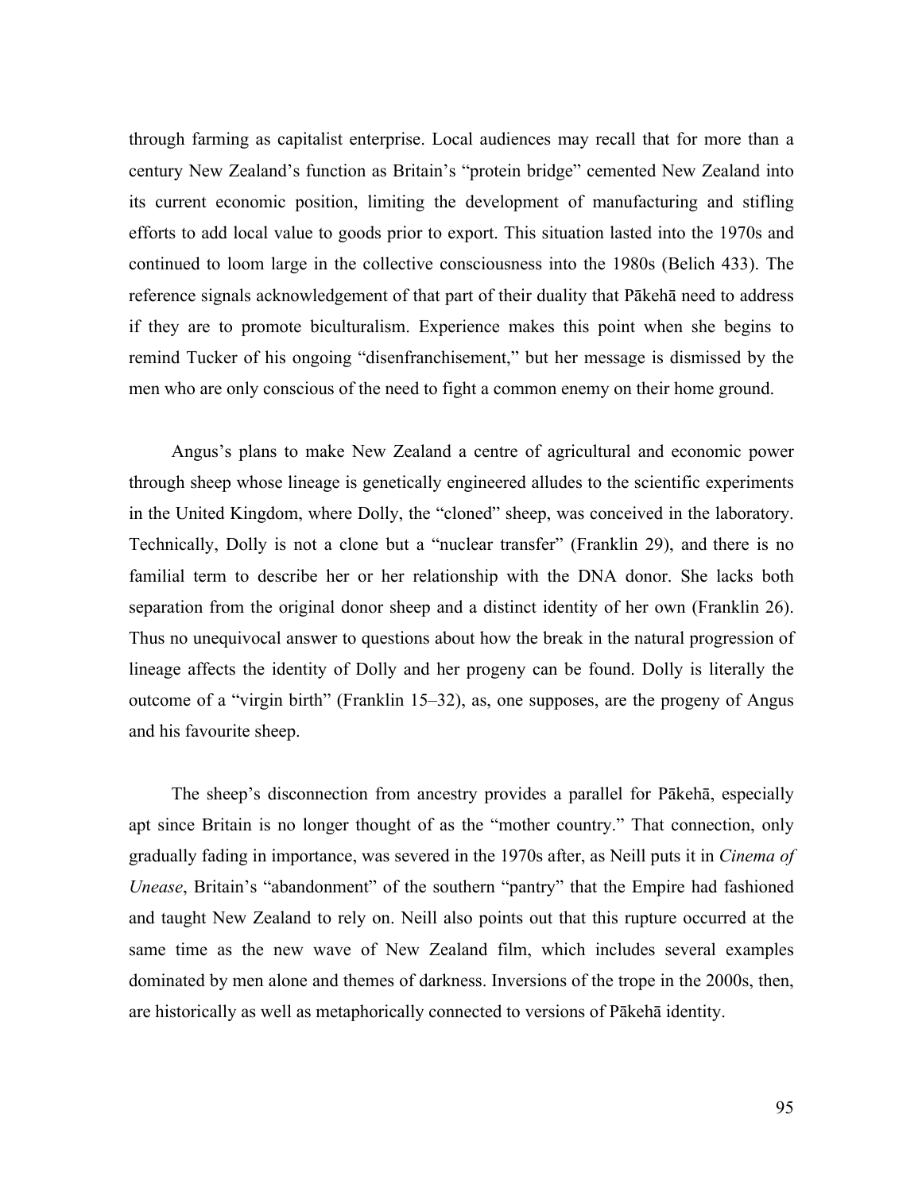through farming as capitalist enterprise. Local audiences may recall that for more than a century New Zealand's function as Britain's "protein bridge" cemented New Zealand into its current economic position, limiting the development of manufacturing and stifling efforts to add local value to goods prior to export. This situation lasted into the 1970s and continued to loom large in the collective consciousness into the 1980s (Belich 433). The reference signals acknowledgement of that part of their duality that Pākehā need to address if they are to promote biculturalism. Experience makes this point when she begins to remind Tucker of his ongoing "disenfranchisement," but her message is dismissed by the men who are only conscious of the need to fight a common enemy on their home ground.

Angus's plans to make New Zealand a centre of agricultural and economic power through sheep whose lineage is genetically engineered alludes to the scientific experiments in the United Kingdom, where Dolly, the "cloned" sheep, was conceived in the laboratory. Technically, Dolly is not a clone but a "nuclear transfer" (Franklin 29), and there is no familial term to describe her or her relationship with the DNA donor. She lacks both separation from the original donor sheep and a distinct identity of her own (Franklin 26). Thus no unequivocal answer to questions about how the break in the natural progression of lineage affects the identity of Dolly and her progeny can be found. Dolly is literally the outcome of a "virgin birth" (Franklin 15–32), as, one supposes, are the progeny of Angus and his favourite sheep.

The sheep's disconnection from ancestry provides a parallel for Pākehā, especially apt since Britain is no longer thought of as the "mother country." That connection, only gradually fading in importance, was severed in the 1970s after, as Neill puts it in *Cinema of Unease*, Britain's "abandonment" of the southern "pantry" that the Empire had fashioned and taught New Zealand to rely on. Neill also points out that this rupture occurred at the same time as the new wave of New Zealand film, which includes several examples dominated by men alone and themes of darkness. Inversions of the trope in the 2000s, then, are historically as well as metaphorically connected to versions of Pākehā identity.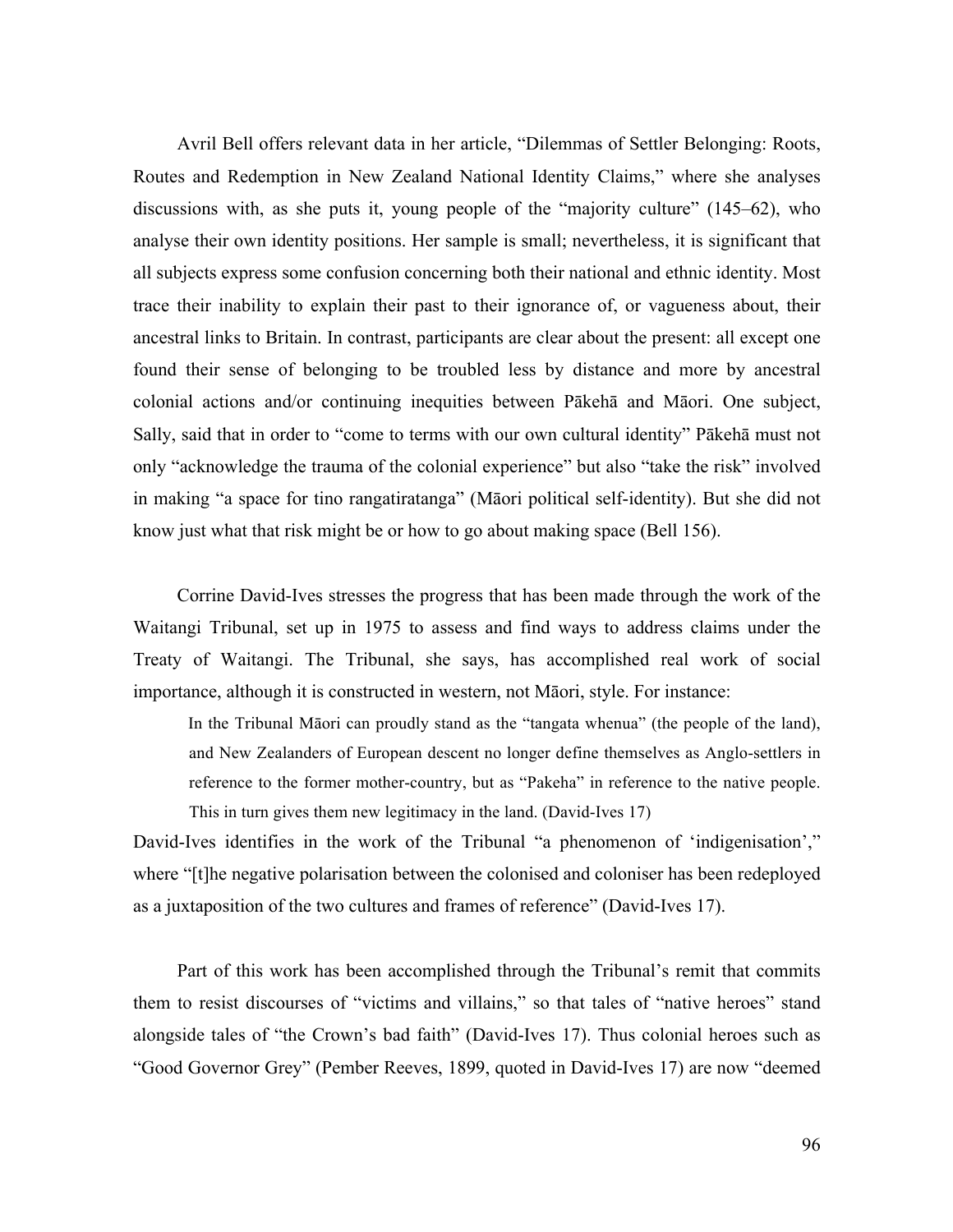Avril Bell offers relevant data in her article, "Dilemmas of Settler Belonging: Roots, Routes and Redemption in New Zealand National Identity Claims," where she analyses discussions with, as she puts it, young people of the "majority culture" (145–62), who analyse their own identity positions. Her sample is small; nevertheless, it is significant that all subjects express some confusion concerning both their national and ethnic identity. Most trace their inability to explain their past to their ignorance of, or vagueness about, their ancestral links to Britain. In contrast, participants are clear about the present: all except one found their sense of belonging to be troubled less by distance and more by ancestral colonial actions and/or continuing inequities between Pākehā and Māori. One subject, Sally, said that in order to "come to terms with our own cultural identity" Pākehā must not only "acknowledge the trauma of the colonial experience" but also "take the risk" involved in making "a space for tino rangatiratanga" (Māori political self-identity). But she did not know just what that risk might be or how to go about making space (Bell 156).

Corrine David-Ives stresses the progress that has been made through the work of the Waitangi Tribunal, set up in 1975 to assess and find ways to address claims under the Treaty of Waitangi. The Tribunal, she says, has accomplished real work of social importance, although it is constructed in western, not Māori, style. For instance:

> In the Tribunal Māori can proudly stand as the "tangata whenua" (the people of the land), and New Zealanders of European descent no longer define themselves as Anglo-settlers in reference to the former mother-country, but as "Pakeha" in reference to the native people. This in turn gives them new legitimacy in the land. (David-Ives 17)

David-Ives identifies in the work of the Tribunal "a phenomenon of 'indigenisation'," where "[t]he negative polarisation between the colonised and coloniser has been redeployed as a juxtaposition of the two cultures and frames of reference" (David-Ives 17).

Part of this work has been accomplished through the Tribunal's remit that commits them to resist discourses of "victims and villains," so that tales of "native heroes" stand alongside tales of "the Crown's bad faith" (David-Ives 17). Thus colonial heroes such as "Good Governor Grey" (Pember Reeves, 1899, quoted in David-Ives 17) are now "deemed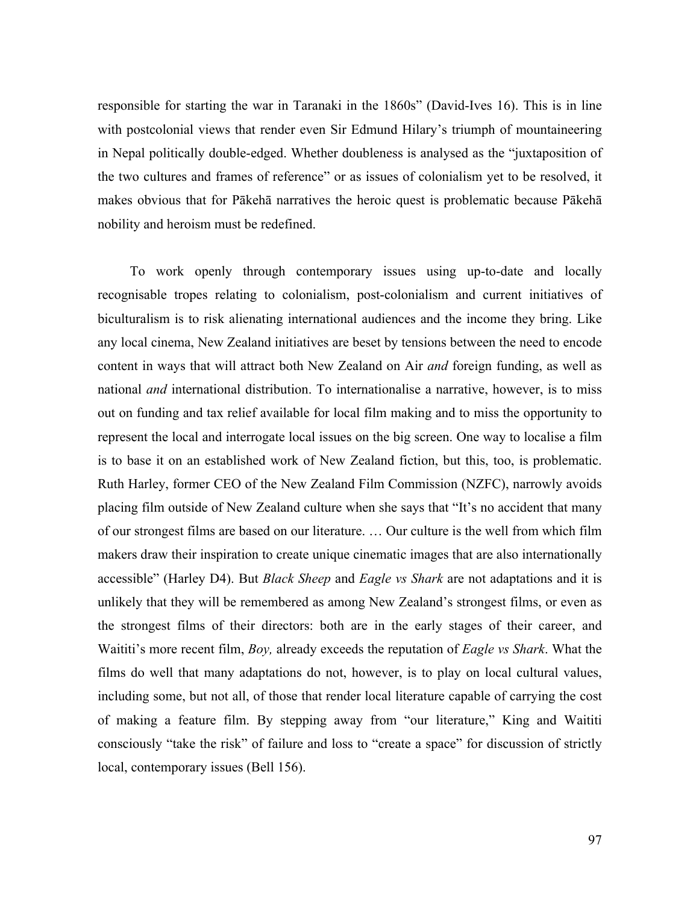responsible for starting the war in Taranaki in the 1860s" (David-Ives 16). This is in line with postcolonial views that render even Sir Edmund Hilary's triumph of mountaineering in Nepal politically double-edged. Whether doubleness is analysed as the "juxtaposition of the two cultures and frames of reference" or as issues of colonialism yet to be resolved, it makes obvious that for Pākehā narratives the heroic quest is problematic because Pākehā nobility and heroism must be redefined.

To work openly through contemporary issues using up-to-date and locally recognisable tropes relating to colonialism, post-colonialism and current initiatives of biculturalism is to risk alienating international audiences and the income they bring. Like any local cinema, New Zealand initiatives are beset by tensions between the need to encode content in ways that will attract both New Zealand on Air *and* foreign funding, as well as national *and* international distribution. To internationalise a narrative, however, is to miss out on funding and tax relief available for local film making and to miss the opportunity to represent the local and interrogate local issues on the big screen. One way to localise a film is to base it on an established work of New Zealand fiction, but this, too, is problematic. Ruth Harley, former CEO of the New Zealand Film Commission (NZFC), narrowly avoids placing film outside of New Zealand culture when she says that "It's no accident that many of our strongest films are based on our literature. … Our culture is the well from which film makers draw their inspiration to create unique cinematic images that are also internationally accessible" (Harley D4). But *Black Sheep* and *Eagle vs Shark* are not adaptations and it is unlikely that they will be remembered as among New Zealand's strongest films, or even as the strongest films of their directors: both are in the early stages of their career, and Waititi's more recent film, *Boy,* already exceeds the reputation of *Eagle vs Shark*. What the films do well that many adaptations do not, however, is to play on local cultural values, including some, but not all, of those that render local literature capable of carrying the cost of making a feature film. By stepping away from "our literature," King and Waititi consciously "take the risk" of failure and loss to "create a space" for discussion of strictly local, contemporary issues (Bell 156).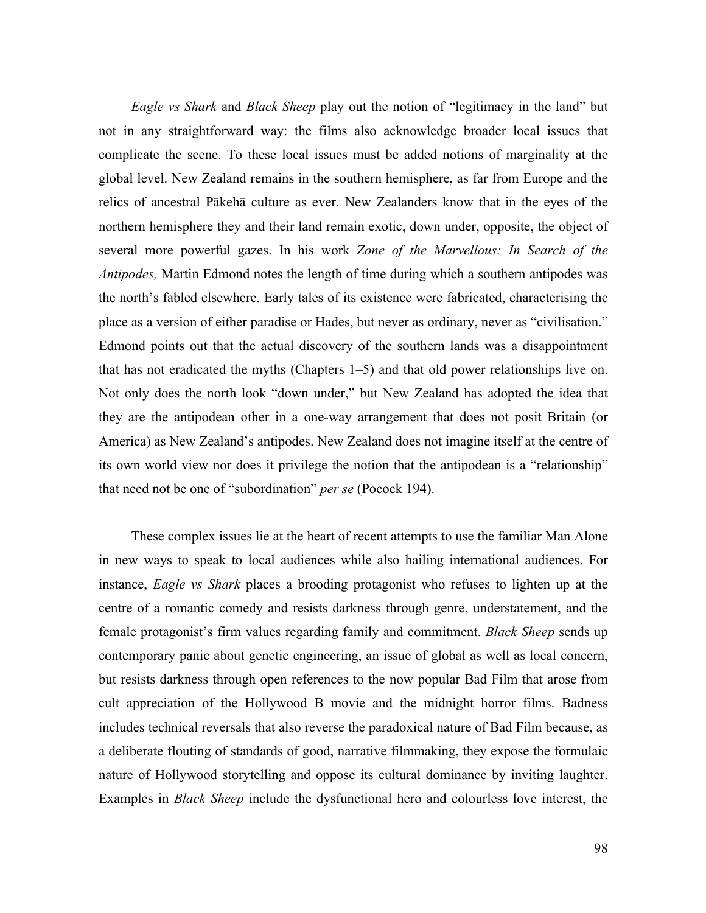*Eagle vs Shark* and *Black Sheep* play out the notion of "legitimacy in the land" but not in any straightforward way: the films also acknowledge broader local issues that complicate the scene. To these local issues must be added notions of marginality at the global level. New Zealand remains in the southern hemisphere, as far from Europe and the relics of ancestral Pākehā culture as ever. New Zealanders know that in the eyes of the northern hemisphere they and their land remain exotic, down under, opposite, the object of several more powerful gazes. In his work *Zone of the Marvellous: In Search of the Antipodes,* Martin Edmond notes the length of time during which a southern antipodes was the north's fabled elsewhere. Early tales of its existence were fabricated, characterising the place as a version of either paradise or Hades, but never as ordinary, never as "civilisation." Edmond points out that the actual discovery of the southern lands was a disappointment that has not eradicated the myths (Chapters 1–5) and that old power relationships live on. Not only does the north look "down under," but New Zealand has adopted the idea that they are the antipodean other in a one-way arrangement that does not posit Britain (or America) as New Zealand's antipodes. New Zealand does not imagine itself at the centre of its own world view nor does it privilege the notion that the antipodean is a "relationship" that need not be one of "subordination" *per se* (Pocock 194).

These complex issues lie at the heart of recent attempts to use the familiar Man Alone in new ways to speak to local audiences while also hailing international audiences. For instance, *Eagle vs Shark* places a brooding protagonist who refuses to lighten up at the centre of a romantic comedy and resists darkness through genre, understatement, and the female protagonist's firm values regarding family and commitment. *Black Sheep* sends up contemporary panic about genetic engineering, an issue of global as well as local concern, but resists darkness through open references to the now popular Bad Film that arose from cult appreciation of the Hollywood B movie and the midnight horror films. Badness includes technical reversals that also reverse the paradoxical nature of Bad Film because, as a deliberate flouting of standards of good, narrative filmmaking, they expose the formulaic nature of Hollywood storytelling and oppose its cultural dominance by inviting laughter. Examples in *Black Sheep* include the dysfunctional hero and colourless love interest, the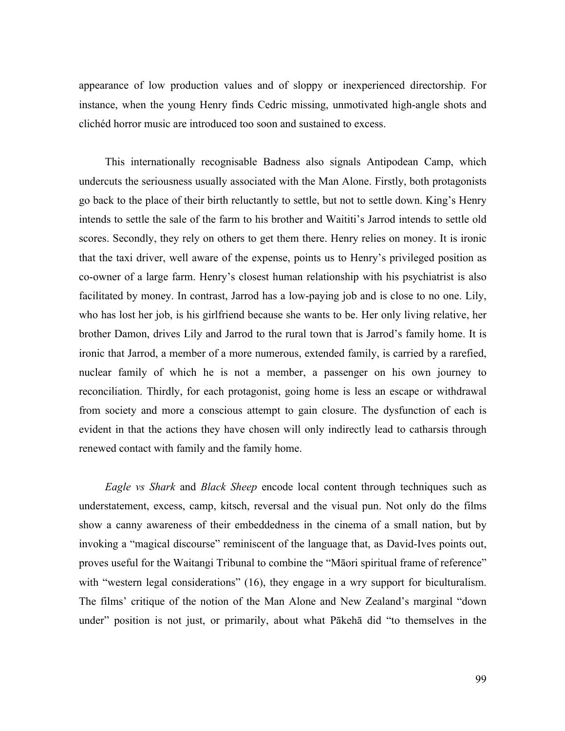appearance of low production values and of sloppy or inexperienced directorship. For instance, when the young Henry finds Cedric missing, unmotivated high-angle shots and clichéd horror music are introduced too soon and sustained to excess.

This internationally recognisable Badness also signals Antipodean Camp, which undercuts the seriousness usually associated with the Man Alone. Firstly, both protagonists go back to the place of their birth reluctantly to settle, but not to settle down. King's Henry intends to settle the sale of the farm to his brother and Waititi's Jarrod intends to settle old scores. Secondly, they rely on others to get them there. Henry relies on money. It is ironic that the taxi driver, well aware of the expense, points us to Henry's privileged position as co-owner of a large farm. Henry's closest human relationship with his psychiatrist is also facilitated by money. In contrast, Jarrod has a low-paying job and is close to no one. Lily, who has lost her job, is his girlfriend because she wants to be. Her only living relative, her brother Damon, drives Lily and Jarrod to the rural town that is Jarrod's family home. It is ironic that Jarrod, a member of a more numerous, extended family, is carried by a rarefied, nuclear family of which he is not a member, a passenger on his own journey to reconciliation. Thirdly, for each protagonist, going home is less an escape or withdrawal from society and more a conscious attempt to gain closure. The dysfunction of each is evident in that the actions they have chosen will only indirectly lead to catharsis through renewed contact with family and the family home.

*Eagle vs Shark* and *Black Sheep* encode local content through techniques such as understatement, excess, camp, kitsch, reversal and the visual pun. Not only do the films show a canny awareness of their embeddedness in the cinema of a small nation, but by invoking a "magical discourse" reminiscent of the language that, as David-Ives points out, proves useful for the Waitangi Tribunal to combine the "Māori spiritual frame of reference" with "western legal considerations" (16), they engage in a wry support for biculturalism. The films' critique of the notion of the Man Alone and New Zealand's marginal "down under" position is not just, or primarily, about what Pākehā did "to themselves in the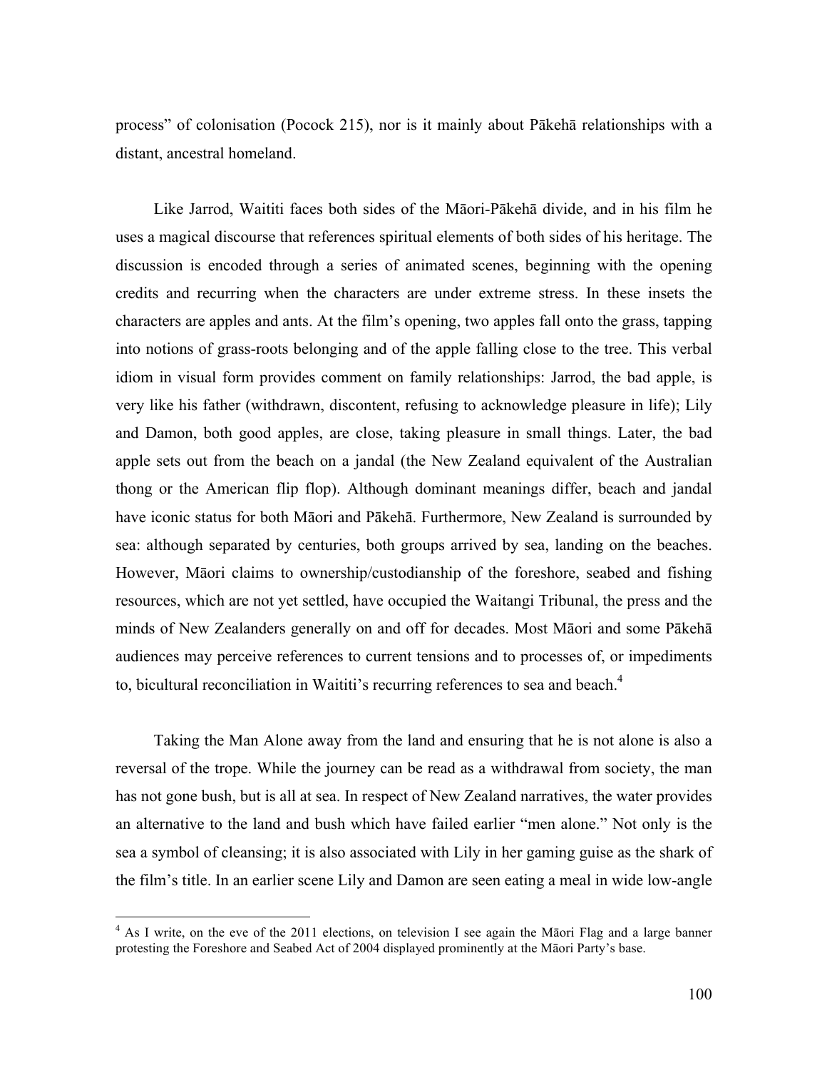process" of colonisation (Pocock 215), nor is it mainly about Pākehā relationships with a distant, ancestral homeland.

Like Jarrod, Waititi faces both sides of the Māori-Pākehā divide, and in his film he uses a magical discourse that references spiritual elements of both sides of his heritage. The discussion is encoded through a series of animated scenes, beginning with the opening credits and recurring when the characters are under extreme stress. In these insets the characters are apples and ants. At the film's opening, two apples fall onto the grass, tapping into notions of grass-roots belonging and of the apple falling close to the tree. This verbal idiom in visual form provides comment on family relationships: Jarrod, the bad apple, is very like his father (withdrawn, discontent, refusing to acknowledge pleasure in life); Lily and Damon, both good apples, are close, taking pleasure in small things. Later, the bad apple sets out from the beach on a jandal (the New Zealand equivalent of the Australian thong or the American flip flop). Although dominant meanings differ, beach and jandal have iconic status for both Māori and Pākehā. Furthermore, New Zealand is surrounded by sea: although separated by centuries, both groups arrived by sea, landing on the beaches. However, Māori claims to ownership/custodianship of the foreshore, seabed and fishing resources, which are not yet settled, have occupied the Waitangi Tribunal, the press and the minds of New Zealanders generally on and off for decades. Most Māori and some Pākehā audiences may perceive references to current tensions and to processes of, or impediments to, bicultural reconciliation in Waititi's recurring references to sea and beach.[4]

Taking the Man Alone away from the land and ensuring that he is not alone is also a reversal of the trope. While the journey can be read as a withdrawal from society, the man has not gone bush, but is all at sea. In respect of New Zealand narratives, the water provides an alternative to the land and bush which have failed earlier "men alone." Not only is the sea a symbol of cleansing; it is also associated with Lily in her gaming guise as the shark of the film's title. In an earlier scene Lily and Damon are seen eating a meal in wide low-angle

[4] As I write, on the eve of the 2011 elections, on television I see again the Māori Flag and a large banner protesting the Foreshore and Seabed Act of 2004 displayed prominently at the Māori Party's base.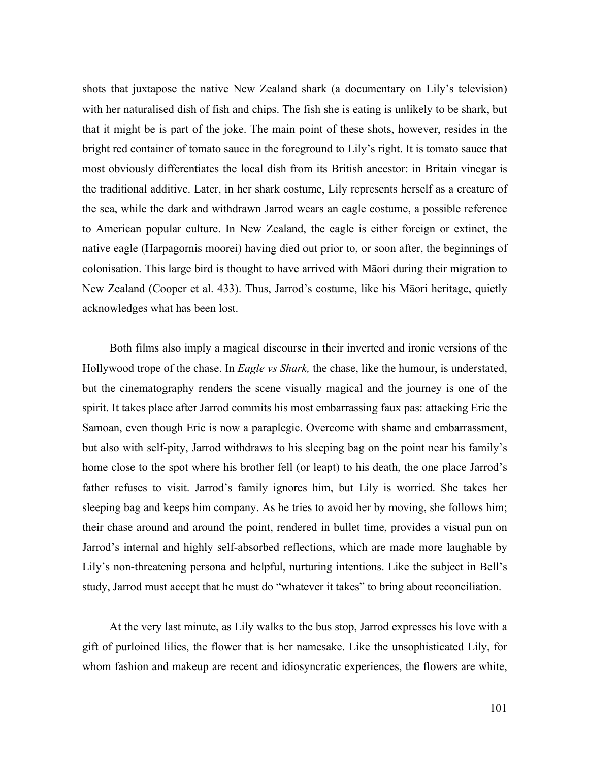shots that juxtapose the native New Zealand shark (a documentary on Lily's television) with her naturalised dish of fish and chips. The fish she is eating is unlikely to be shark, but that it might be is part of the joke. The main point of these shots, however, resides in the bright red container of tomato sauce in the foreground to Lily's right. It is tomato sauce that most obviously differentiates the local dish from its British ancestor: in Britain vinegar is the traditional additive. Later, in her shark costume, Lily represents herself as a creature of the sea, while the dark and withdrawn Jarrod wears an eagle costume, a possible reference to American popular culture. In New Zealand, the eagle is either foreign or extinct, the native eagle (Harpagornis moorei) having died out prior to, or soon after, the beginnings of colonisation. This large bird is thought to have arrived with Māori during their migration to New Zealand (Cooper et al. 433). Thus, Jarrod's costume, like his Māori heritage, quietly acknowledges what has been lost.

Both films also imply a magical discourse in their inverted and ironic versions of the Hollywood trope of the chase. In *Eagle vs Shark,* the chase, like the humour, is understated, but the cinematography renders the scene visually magical and the journey is one of the spirit. It takes place after Jarrod commits his most embarrassing faux pas: attacking Eric the Samoan, even though Eric is now a paraplegic. Overcome with shame and embarrassment, but also with self-pity, Jarrod withdraws to his sleeping bag on the point near his family's home close to the spot where his brother fell (or leapt) to his death, the one place Jarrod's father refuses to visit. Jarrod's family ignores him, but Lily is worried. She takes her sleeping bag and keeps him company. As he tries to avoid her by moving, she follows him; their chase around and around the point, rendered in bullet time, provides a visual pun on Jarrod's internal and highly self-absorbed reflections, which are made more laughable by Lily's non-threatening persona and helpful, nurturing intentions. Like the subject in Bell's study, Jarrod must accept that he must do "whatever it takes" to bring about reconciliation.

At the very last minute, as Lily walks to the bus stop, Jarrod expresses his love with a gift of purloined lilies, the flower that is her namesake. Like the unsophisticated Lily, for whom fashion and makeup are recent and idiosyncratic experiences, the flowers are white,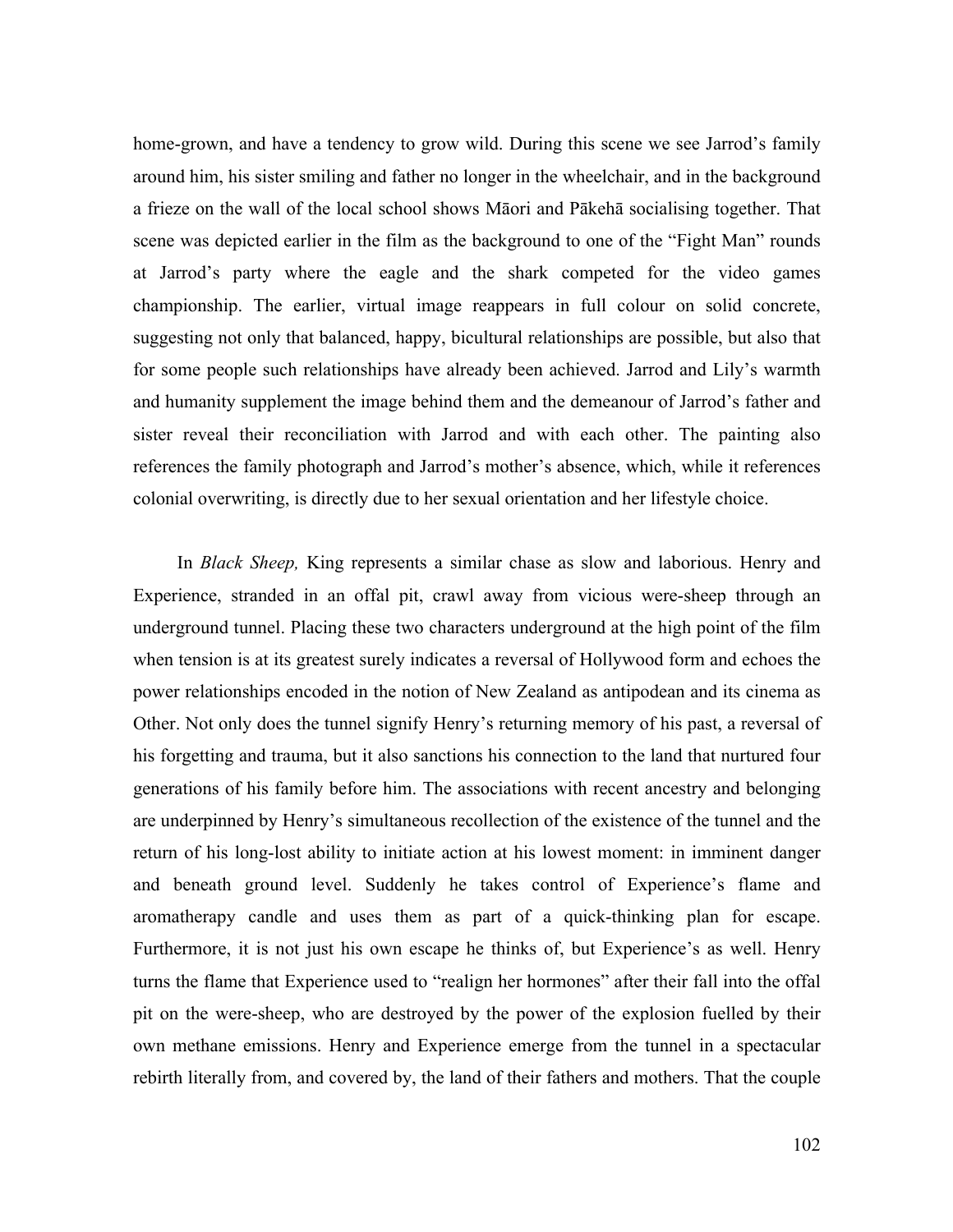home-grown, and have a tendency to grow wild. During this scene we see Jarrod's family around him, his sister smiling and father no longer in the wheelchair, and in the background a frieze on the wall of the local school shows Māori and Pākehā socialising together. That scene was depicted earlier in the film as the background to one of the "Fight Man" rounds at Jarrod's party where the eagle and the shark competed for the video games championship. The earlier, virtual image reappears in full colour on solid concrete, suggesting not only that balanced, happy, bicultural relationships are possible, but also that for some people such relationships have already been achieved. Jarrod and Lily's warmth and humanity supplement the image behind them and the demeanour of Jarrod's father and sister reveal their reconciliation with Jarrod and with each other. The painting also references the family photograph and Jarrod's mother's absence, which, while it references colonial overwriting, is directly due to her sexual orientation and her lifestyle choice.

In *Black Sheep,* King represents a similar chase as slow and laborious. Henry and Experience, stranded in an offal pit, crawl away from vicious were-sheep through an underground tunnel. Placing these two characters underground at the high point of the film when tension is at its greatest surely indicates a reversal of Hollywood form and echoes the power relationships encoded in the notion of New Zealand as antipodean and its cinema as Other. Not only does the tunnel signify Henry's returning memory of his past, a reversal of his forgetting and trauma, but it also sanctions his connection to the land that nurtured four generations of his family before him. The associations with recent ancestry and belonging are underpinned by Henry's simultaneous recollection of the existence of the tunnel and the return of his long-lost ability to initiate action at his lowest moment: in imminent danger and beneath ground level. Suddenly he takes control of Experience's flame and aromatherapy candle and uses them as part of a quick-thinking plan for escape. Furthermore, it is not just his own escape he thinks of, but Experience's as well. Henry turns the flame that Experience used to "realign her hormones" after their fall into the offal pit on the were-sheep, who are destroyed by the power of the explosion fuelled by their own methane emissions. Henry and Experience emerge from the tunnel in a spectacular rebirth literally from, and covered by, the land of their fathers and mothers. That the couple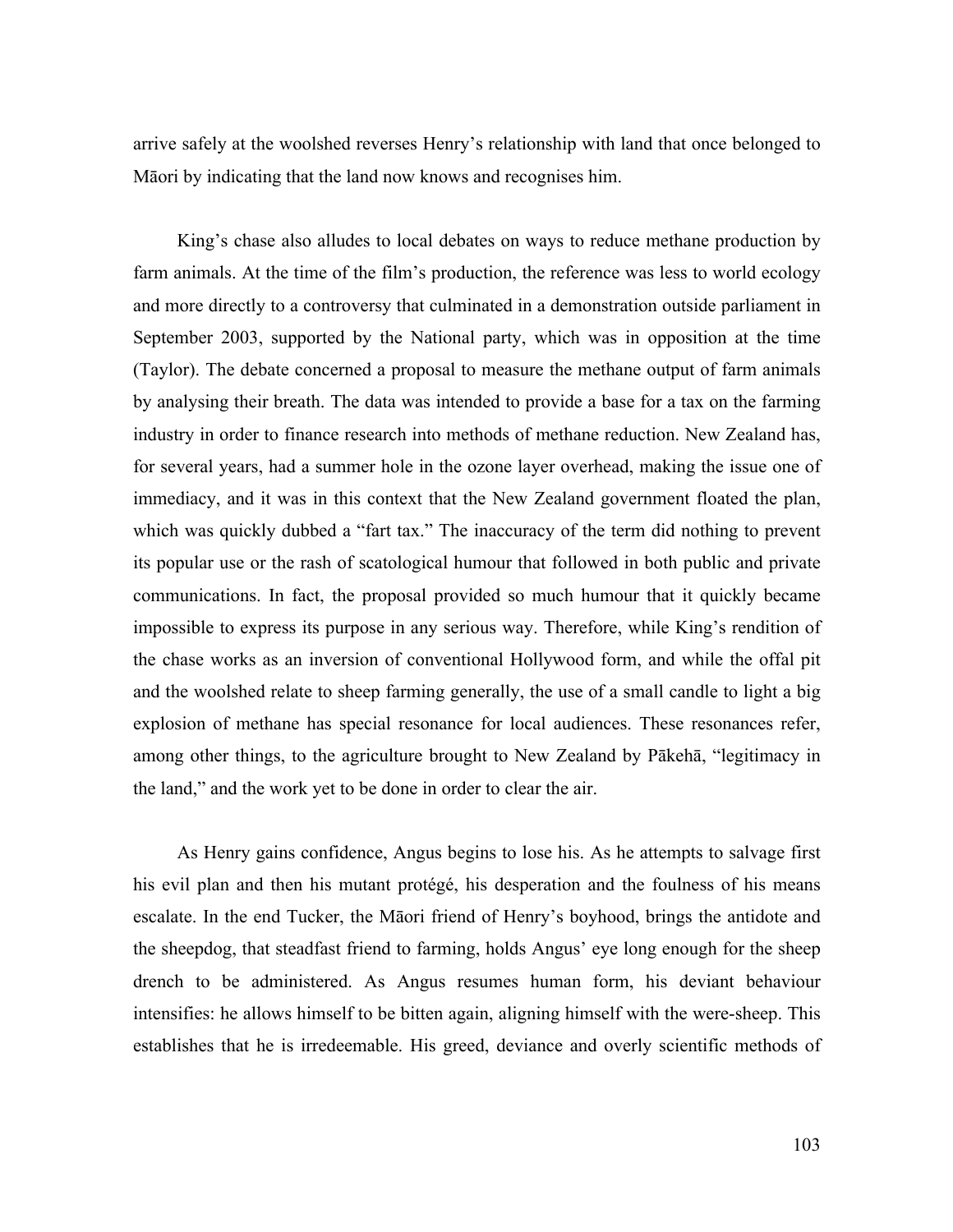arrive safely at the woolshed reverses Henry's relationship with land that once belonged to Māori by indicating that the land now knows and recognises him.

King's chase also alludes to local debates on ways to reduce methane production by farm animals. At the time of the film's production, the reference was less to world ecology and more directly to a controversy that culminated in a demonstration outside parliament in September 2003, supported by the National party, which was in opposition at the time (Taylor). The debate concerned a proposal to measure the methane output of farm animals by analysing their breath. The data was intended to provide a base for a tax on the farming industry in order to finance research into methods of methane reduction. New Zealand has, for several years, had a summer hole in the ozone layer overhead, making the issue one of immediacy, and it was in this context that the New Zealand government floated the plan, which was quickly dubbed a "fart tax." The inaccuracy of the term did nothing to prevent its popular use or the rash of scatological humour that followed in both public and private communications. In fact, the proposal provided so much humour that it quickly became impossible to express its purpose in any serious way. Therefore, while King's rendition of the chase works as an inversion of conventional Hollywood form, and while the offal pit and the woolshed relate to sheep farming generally, the use of a small candle to light a big explosion of methane has special resonance for local audiences. These resonances refer, among other things, to the agriculture brought to New Zealand by Pākehā, "legitimacy in the land," and the work yet to be done in order to clear the air.

As Henry gains confidence, Angus begins to lose his. As he attempts to salvage first his evil plan and then his mutant protégé, his desperation and the foulness of his means escalate. In the end Tucker, the Māori friend of Henry's boyhood, brings the antidote and the sheepdog, that steadfast friend to farming, holds Angus' eye long enough for the sheep drench to be administered. As Angus resumes human form, his deviant behaviour intensifies: he allows himself to be bitten again, aligning himself with the were-sheep. This establishes that he is irredeemable. His greed, deviance and overly scientific methods of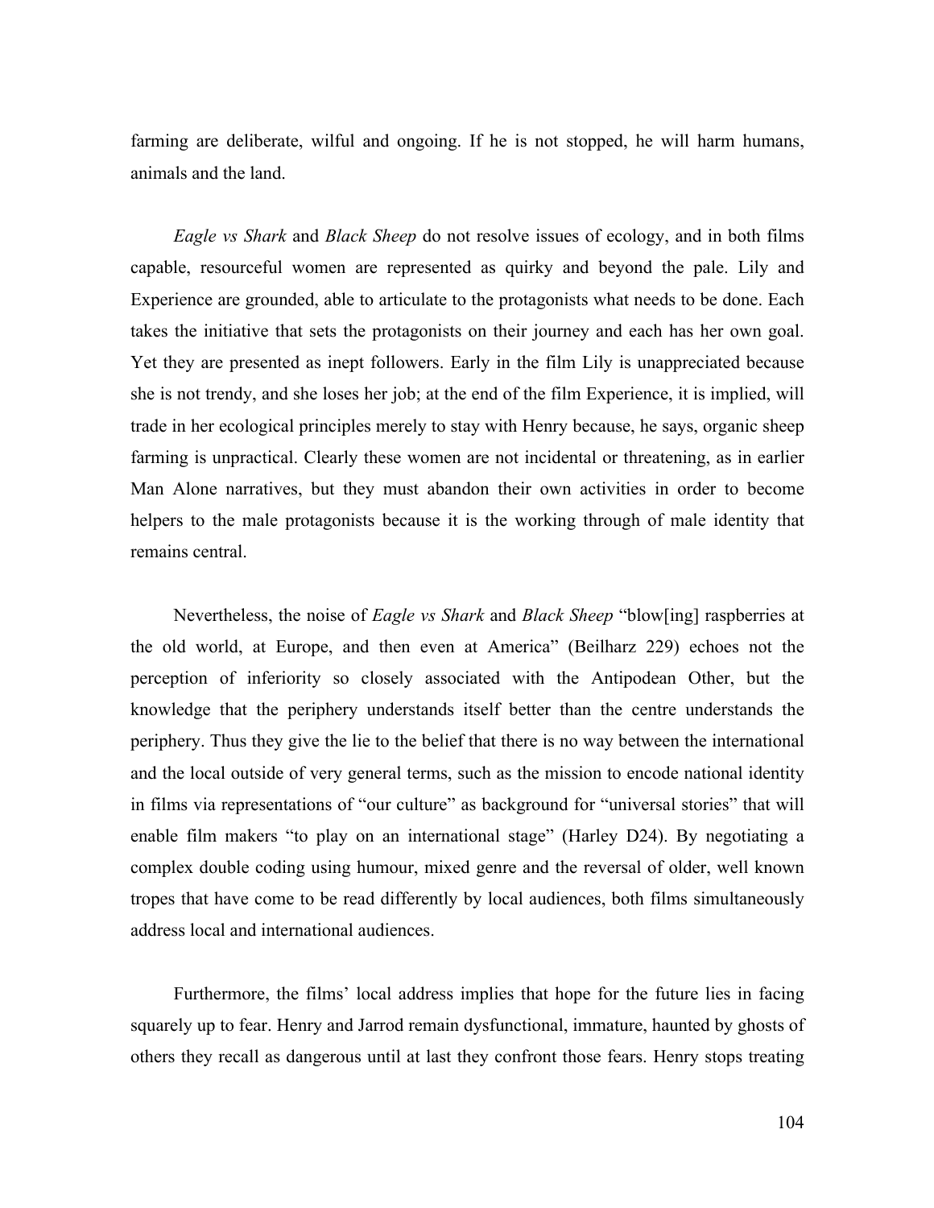farming are deliberate, wilful and ongoing. If he is not stopped, he will harm humans, animals and the land.

*Eagle vs Shark* and *Black Sheep* do not resolve issues of ecology, and in both films capable, resourceful women are represented as quirky and beyond the pale. Lily and Experience are grounded, able to articulate to the protagonists what needs to be done. Each takes the initiative that sets the protagonists on their journey and each has her own goal. Yet they are presented as inept followers. Early in the film Lily is unappreciated because she is not trendy, and she loses her job; at the end of the film Experience, it is implied, will trade in her ecological principles merely to stay with Henry because, he says, organic sheep farming is unpractical. Clearly these women are not incidental or threatening, as in earlier Man Alone narratives, but they must abandon their own activities in order to become helpers to the male protagonists because it is the working through of male identity that remains central.

Nevertheless, the noise of *Eagle vs Shark* and *Black Sheep* "blow[ing] raspberries at the old world, at Europe, and then even at America" (Beilharz 229) echoes not the perception of inferiority so closely associated with the Antipodean Other, but the knowledge that the periphery understands itself better than the centre understands the periphery. Thus they give the lie to the belief that there is no way between the international and the local outside of very general terms, such as the mission to encode national identity in films via representations of "our culture" as background for "universal stories" that will enable film makers "to play on an international stage" (Harley D24). By negotiating a complex double coding using humour, mixed genre and the reversal of older, well known tropes that have come to be read differently by local audiences, both films simultaneously address local and international audiences.

Furthermore, the films' local address implies that hope for the future lies in facing squarely up to fear. Henry and Jarrod remain dysfunctional, immature, haunted by ghosts of others they recall as dangerous until at last they confront those fears. Henry stops treating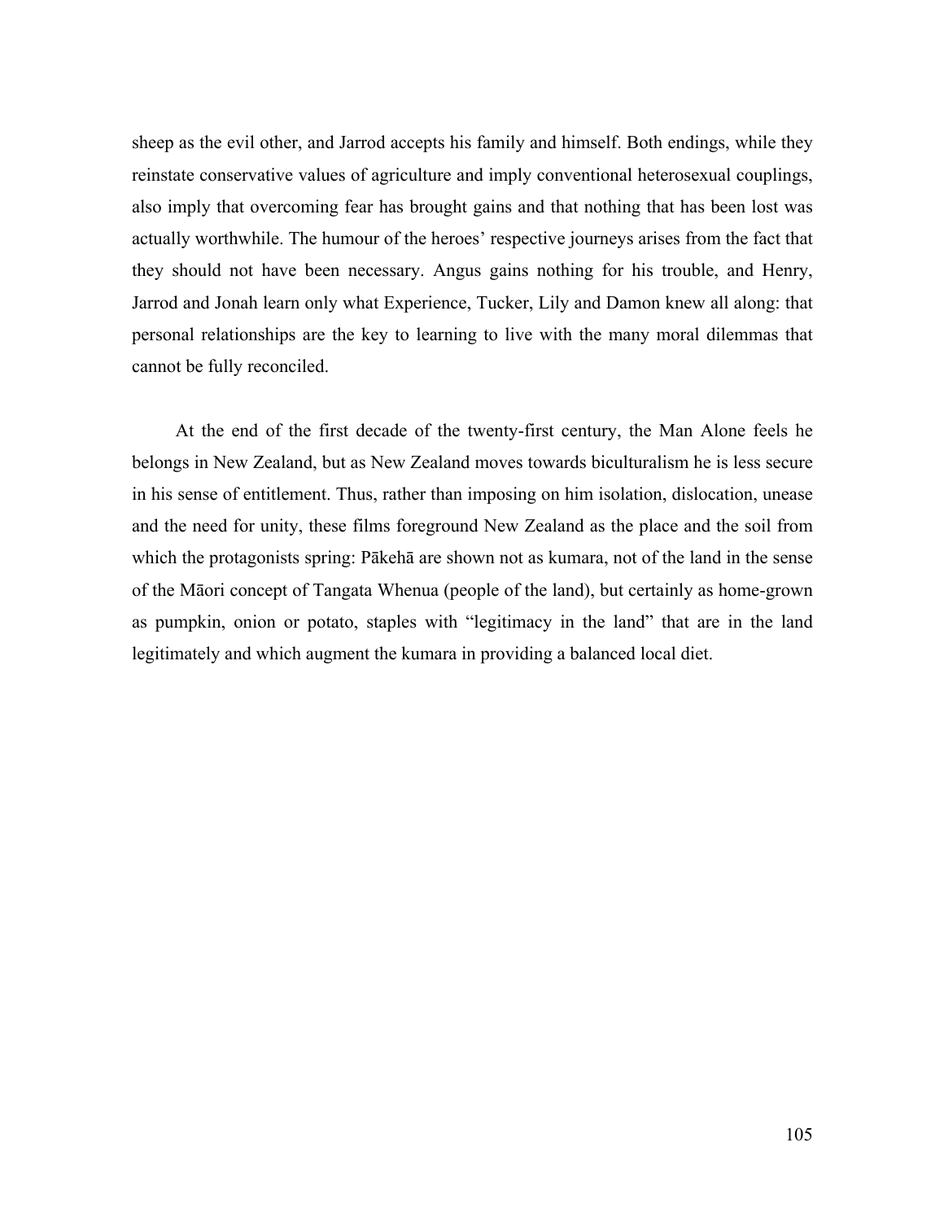sheep as the evil other, and Jarrod accepts his family and himself. Both endings, while they reinstate conservative values of agriculture and imply conventional heterosexual couplings, also imply that overcoming fear has brought gains and that nothing that has been lost was actually worthwhile. The humour of the heroes' respective journeys arises from the fact that they should not have been necessary. Angus gains nothing for his trouble, and Henry, Jarrod and Jonah learn only what Experience, Tucker, Lily and Damon knew all along: that personal relationships are the key to learning to live with the many moral dilemmas that cannot be fully reconciled.

At the end of the first decade of the twenty-first century, the Man Alone feels he belongs in New Zealand, but as New Zealand moves towards biculturalism he is less secure in his sense of entitlement. Thus, rather than imposing on him isolation, dislocation, unease and the need for unity, these films foreground New Zealand as the place and the soil from which the protagonists spring: Pākehā are shown not as kumara, not of the land in the sense of the Māori concept of Tangata Whenua (people of the land), but certainly as home-grown as pumpkin, onion or potato, staples with "legitimacy in the land" that are in the land legitimately and which augment the kumara in providing a balanced local diet.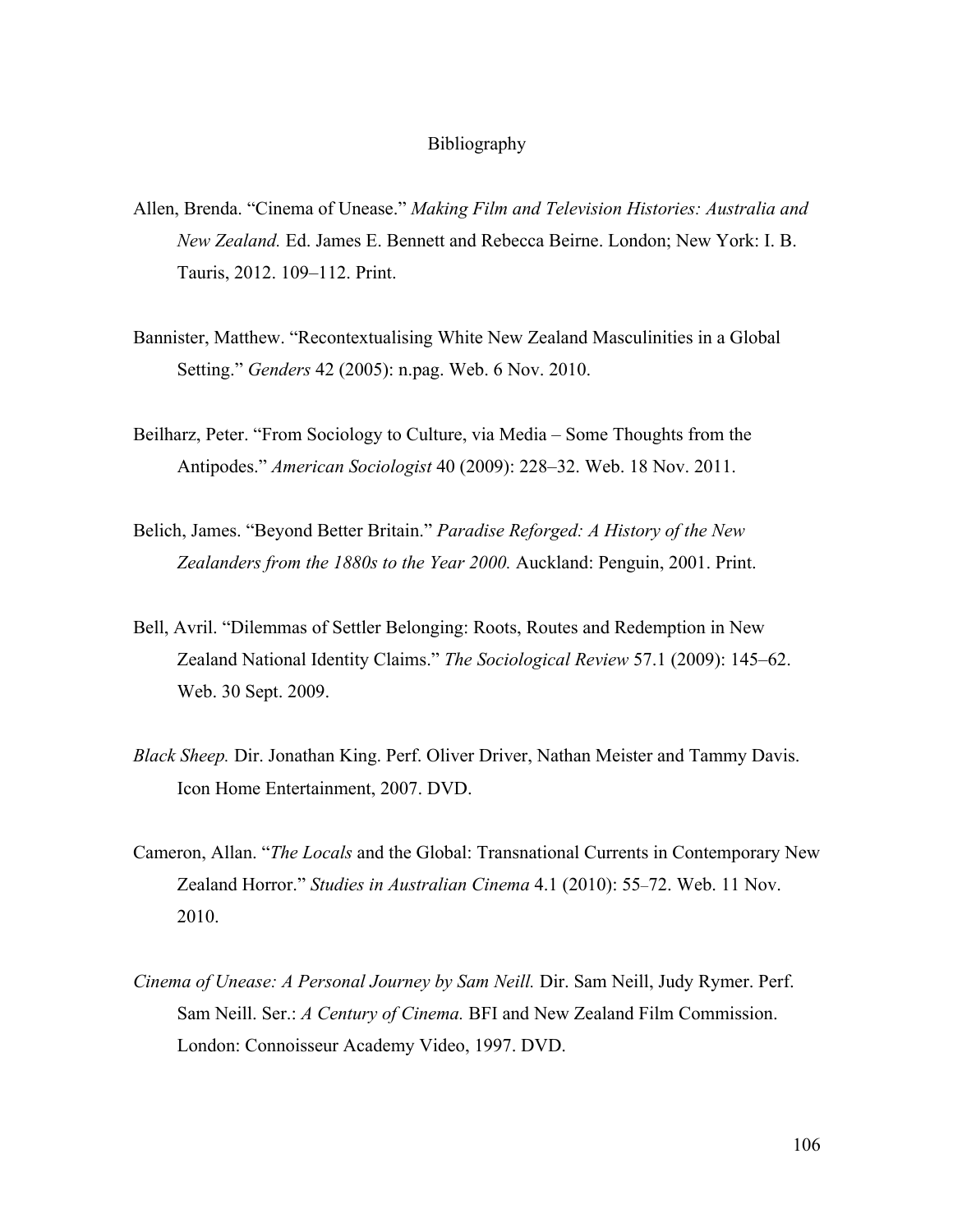# Bibliography

Allen, Brenda. "Cinema of Unease." *Making Film and Television Histories: Australia and New Zealand.* Ed. James E. Bennett and Rebecca Beirne. London; New York: I. B. Tauris, 2012. 109–112. Print.

Bannister, Matthew. "Recontextualising White New Zealand Masculinities in a Global Setting." *Genders* 42 (2005): n.pag. Web. 6 Nov. 2010.

Beilharz, Peter. "From Sociology to Culture, via Media – Some Thoughts from the Antipodes." *American Sociologist* 40 (2009): 228–32. Web. 18 Nov. 2011.

Belich, James. "Beyond Better Britain." *Paradise Reforged: A History of the New Zealanders from the 1880s to the Year 2000.* Auckland: Penguin, 2001. Print.

Bell, Avril. "Dilemmas of Settler Belonging: Roots, Routes and Redemption in New Zealand National Identity Claims." *The Sociological Review* 57.1 (2009): 145–62. Web. 30 Sept. 2009.

*Black Sheep.* Dir. Jonathan King. Perf. Oliver Driver, Nathan Meister and Tammy Davis. Icon Home Entertainment, 2007. DVD.

Cameron, Allan. "*The Locals* and the Global: Transnational Currents in Contemporary New Zealand Horror." *Studies in Australian Cinema* 4.1 (2010): 55–72. Web. 11 Nov. 2010.

*Cinema of Unease: A Personal Journey by Sam Neill.* Dir. Sam Neill, Judy Rymer. Perf. Sam Neill. Ser.: *A Century of Cinema.* BFI and New Zealand Film Commission. London: Connoisseur Academy Video, 1997. DVD.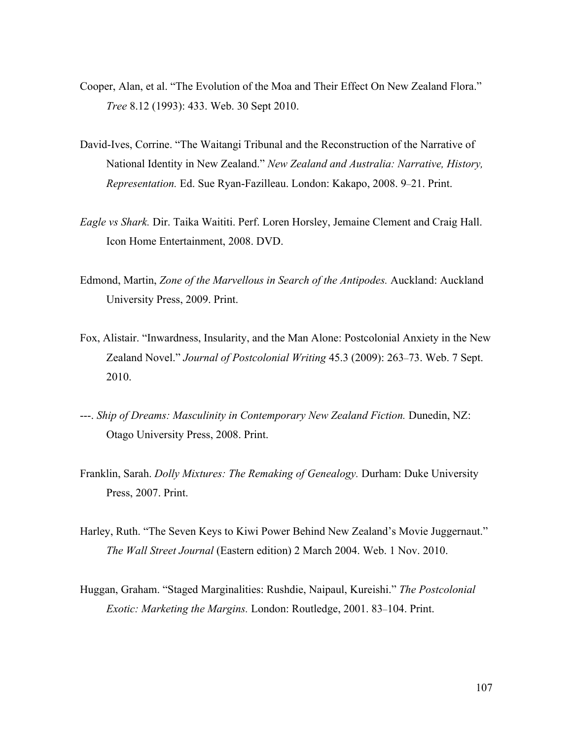Cooper, Alan, et al. "The Evolution of the Moa and Their Effect On New Zealand Flora." *Tree* 8.12 (1993): 433. Web. 30 Sept 2010.

David-Ives, Corrine. "The Waitangi Tribunal and the Reconstruction of the Narrative of National Identity in New Zealand." *New Zealand and Australia: Narrative, History, Representation.* Ed. Sue Ryan-Fazilleau. London: Kakapo, 2008. 9–21. Print.

*Eagle vs Shark.* Dir. Taika Waititi. Perf. Loren Horsley, Jemaine Clement and Craig Hall. Icon Home Entertainment, 2008. DVD.

Edmond, Martin, *Zone of the Marvellous in Search of the Antipodes.* Auckland: Auckland University Press, 2009. Print.

Fox, Alistair. "Inwardness, Insularity, and the Man Alone: Postcolonial Anxiety in the New Zealand Novel." *Journal of Postcolonial Writing* 45.3 (2009): 263–73. Web. 7 Sept. 2010.

---. *Ship of Dreams: Masculinity in Contemporary New Zealand Fiction.* Dunedin, NZ: Otago University Press, 2008. Print.

Franklin, Sarah. *Dolly Mixtures: The Remaking of Genealogy.* Durham: Duke University Press, 2007. Print.

Harley, Ruth. "The Seven Keys to Kiwi Power Behind New Zealand's Movie Juggernaut." *The Wall Street Journal* (Eastern edition) 2 March 2004. Web. 1 Nov. 2010.

Huggan, Graham. "Staged Marginalities: Rushdie, Naipaul, Kureishi." *The Postcolonial Exotic: Marketing the Margins.* London: Routledge, 2001. 83–104. Print.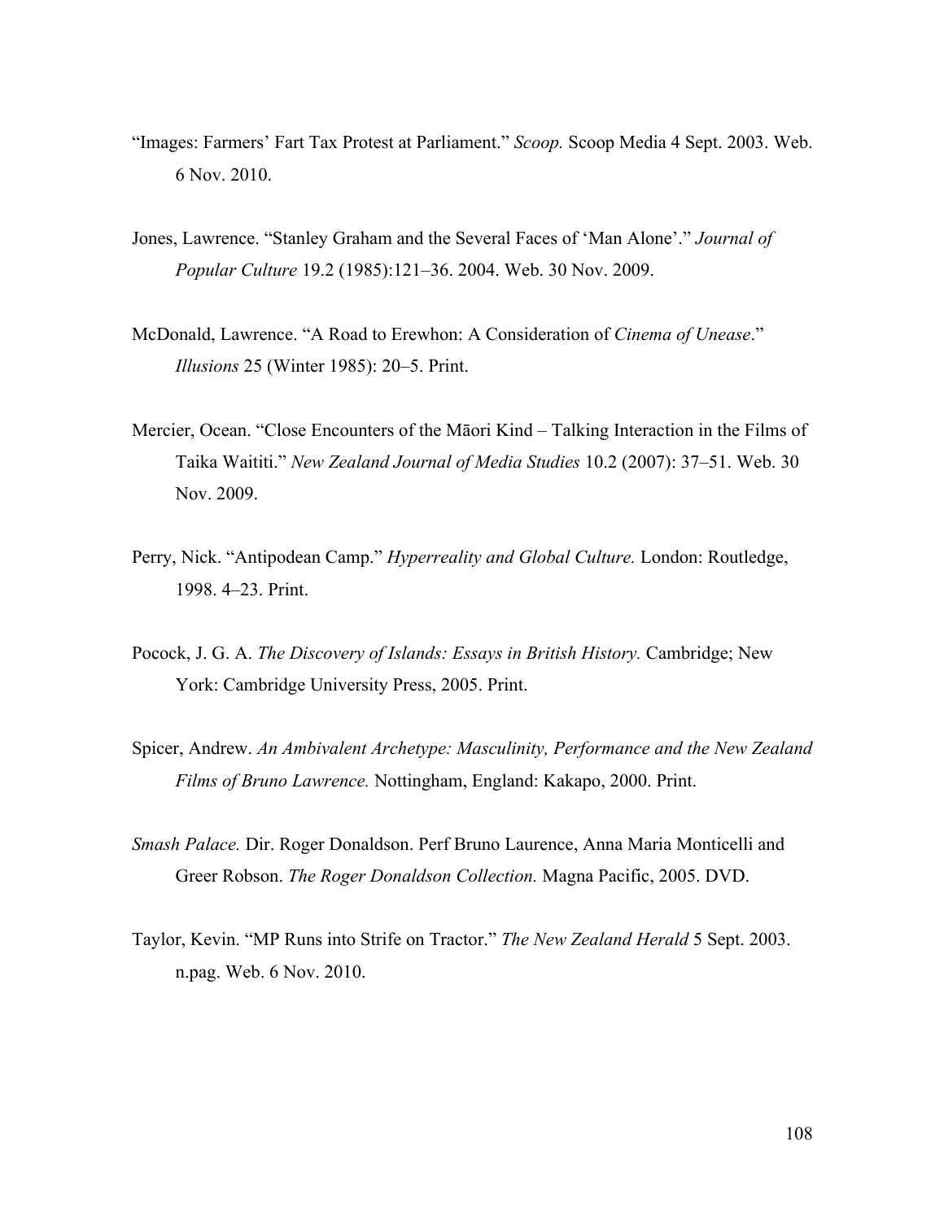"Images: Farmers' Fart Tax Protest at Parliament." *Scoop.* Scoop Media 4 Sept. 2003. Web. 6 Nov. 2010.

Jones, Lawrence. "Stanley Graham and the Several Faces of 'Man Alone'." *Journal of Popular Culture* 19.2 (1985):121–36. 2004. Web. 30 Nov. 2009.

McDonald, Lawrence. "A Road to Erewhon: A Consideration of *Cinema of Unease*." *Illusions* 25 (Winter 1985): 20–5. Print.

Mercier, Ocean. "Close Encounters of the Māori Kind – Talking Interaction in the Films of Taika Waititi." *New Zealand Journal of Media Studies* 10.2 (2007): 37–51. Web. 30 Nov. 2009.

Perry, Nick. "Antipodean Camp." *Hyperreality and Global Culture.* London: Routledge, 1998. 4–23. Print.

Pocock, J. G. A. *The Discovery of Islands: Essays in British History.* Cambridge; New York: Cambridge University Press, 2005. Print.

Spicer, Andrew. *An Ambivalent Archetype: Masculinity, Performance and the New Zealand Films of Bruno Lawrence.* Nottingham, England: Kakapo, 2000. Print.

*Smash Palace.* Dir. Roger Donaldson. Perf Bruno Laurence, Anna Maria Monticelli and Greer Robson. *The Roger Donaldson Collection.* Magna Pacific, 2005. DVD.

Taylor, Kevin. "MP Runs into Strife on Tractor." *The New Zealand Herald* 5 Sept. 2003. n.pag. Web. 6 Nov. 2010.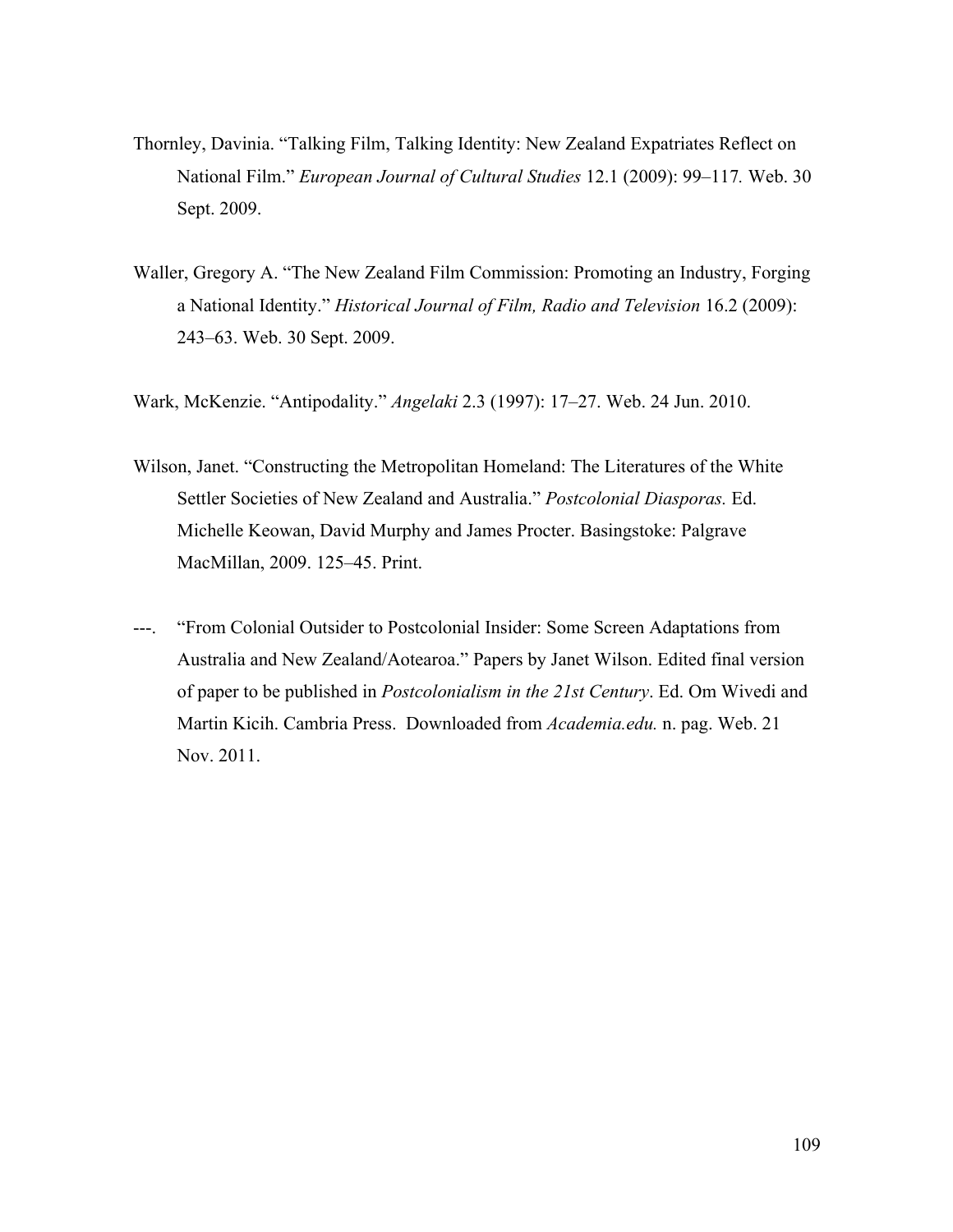Thornley, Davinia. "Talking Film, Talking Identity: New Zealand Expatriates Reflect on National Film." *European Journal of Cultural Studies* 12.1 (2009): 99–117. Web. 30 Sept. 2009.

Waller, Gregory A. "The New Zealand Film Commission: Promoting an Industry, Forging a National Identity." *Historical Journal of Film, Radio and Television* 16.2 (2009): 243–63. Web. 30 Sept. 2009.

Wark, McKenzie. "Antipodality." *Angelaki* 2.3 (1997): 17–27. Web. 24 Jun. 2010.

Wilson, Janet. "Constructing the Metropolitan Homeland: The Literatures of the White Settler Societies of New Zealand and Australia." *Postcolonial Diasporas.* Ed. Michelle Keowan, David Murphy and James Procter. Basingstoke: Palgrave MacMillan, 2009. 125–45. Print.

---. "From Colonial Outsider to Postcolonial Insider: Some Screen Adaptations from Australia and New Zealand/Aotearoa." Papers by Janet Wilson. Edited final version of paper to be published in *Postcolonialism in the 21st Century*. Ed. Om Wivedi and Martin Kicih. Cambria Press. Downloaded from *Academia.edu.* n. pag. Web. 21 Nov. 2011.